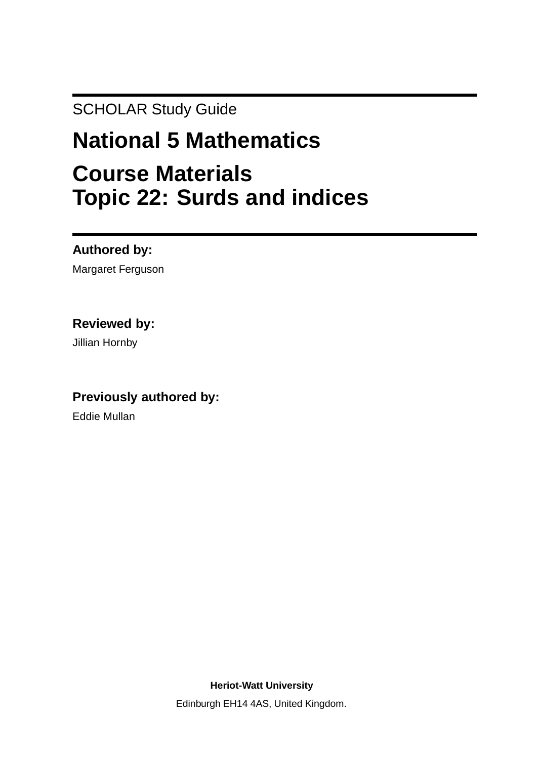SCHOLAR Study Guide

# National 5 Mathematics

# Course Materials
# Topic 22: Surds and indices

**Authored by:**

Margaret Ferguson

**Reviewed by:**

Jillian Hornby

**Previously authored by:**

Eddie Mullan

**Heriot-Watt University**

Edinburgh EH14 4AS, United Kingdom.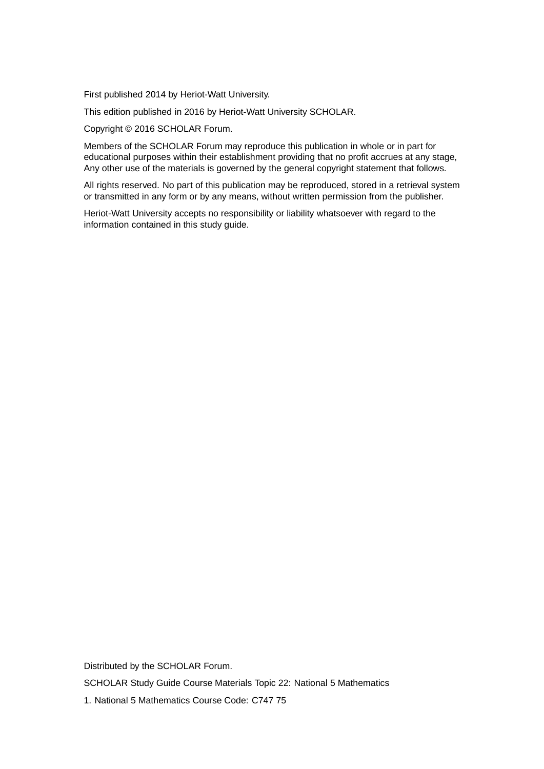First published 2014 by Heriot-Watt University.

This edition published in 2016 by Heriot-Watt University SCHOLAR.

Copyright © 2016 SCHOLAR Forum.

Members of the SCHOLAR Forum may reproduce this publication in whole or in part for educational purposes within their establishment providing that no profit accrues at any stage, Any other use of the materials is governed by the general copyright statement that follows.

All rights reserved. No part of this publication may be reproduced, stored in a retrieval system or transmitted in any form or by any means, without written permission from the publisher.

Heriot-Watt University accepts no responsibility or liability whatsoever with regard to the information contained in this study guide.

Distributed by the SCHOLAR Forum.

SCHOLAR Study Guide Course Materials Topic 22: National 5 Mathematics

1. National 5 Mathematics Course Code: C747 75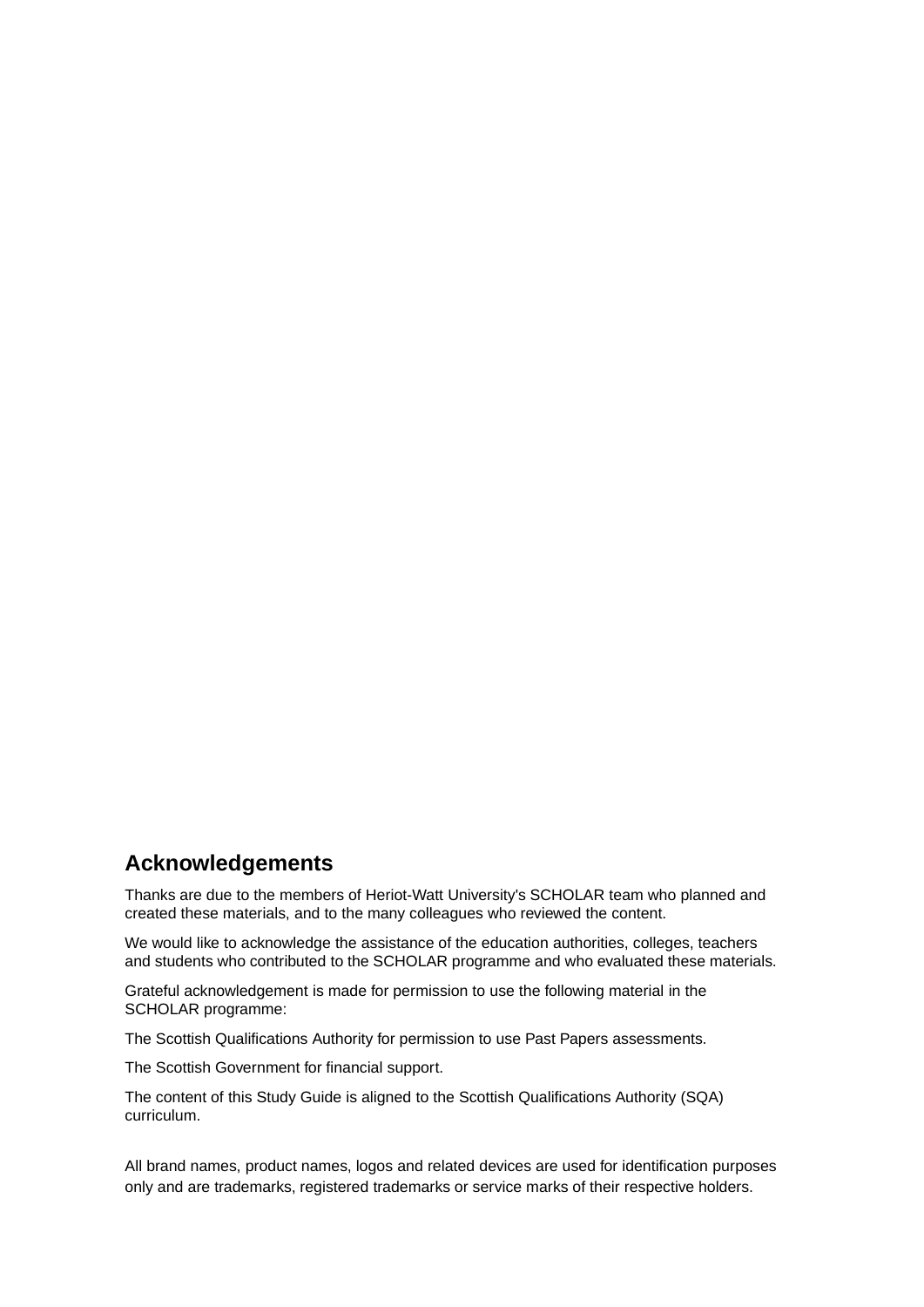## Acknowledgements

Thanks are due to the members of Heriot-Watt University's SCHOLAR team who planned and created these materials, and to the many colleagues who reviewed the content.

We would like to acknowledge the assistance of the education authorities, colleges, teachers and students who contributed to the SCHOLAR programme and who evaluated these materials.

Grateful acknowledgement is made for permission to use the following material in the SCHOLAR programme:

The Scottish Qualifications Authority for permission to use Past Papers assessments.

The Scottish Government for financial support.

The content of this Study Guide is aligned to the Scottish Qualifications Authority (SQA) curriculum.

All brand names, product names, logos and related devices are used for identification purposes only and are trademarks, registered trademarks or service marks of their respective holders.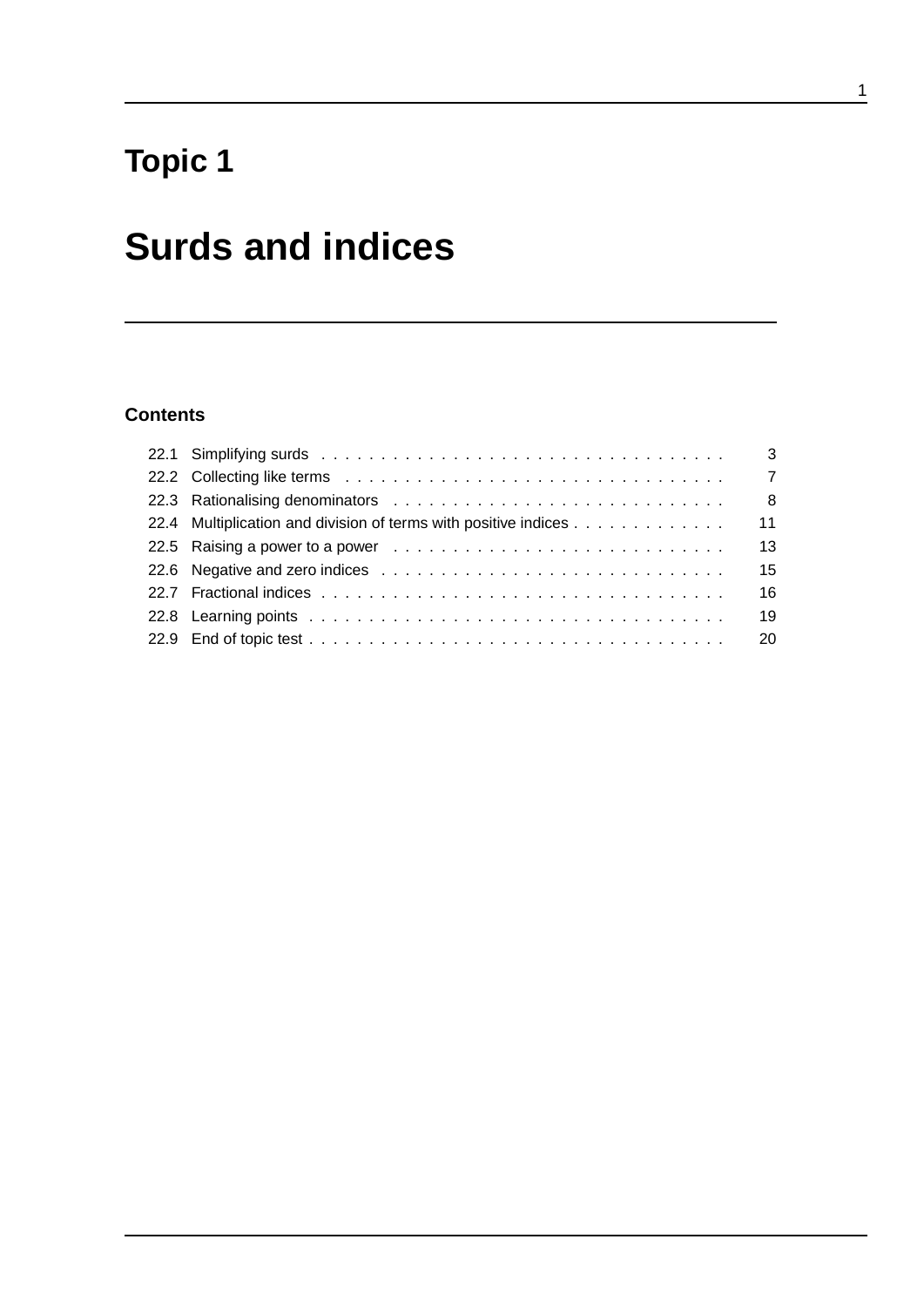# Topic 1

# Surds and indices

## Contents

| | | |
|---|---|---|
| 22.1 | Simplifying surds | 3 |
| 22.2 | Collecting like terms | 7 |
| 22.3 | Rationalising denominators | 8 |
| 22.4 | Multiplication and division of terms with positive indices | 11 |
| 22.5 | Raising a power to a power | 13 |
| 22.6 | Negative and zero indices | 15 |
| 22.7 | Fractional indices | 16 |
| 22.8 | Learning points | 19 |
| 22.9 | End of topic test | 20 |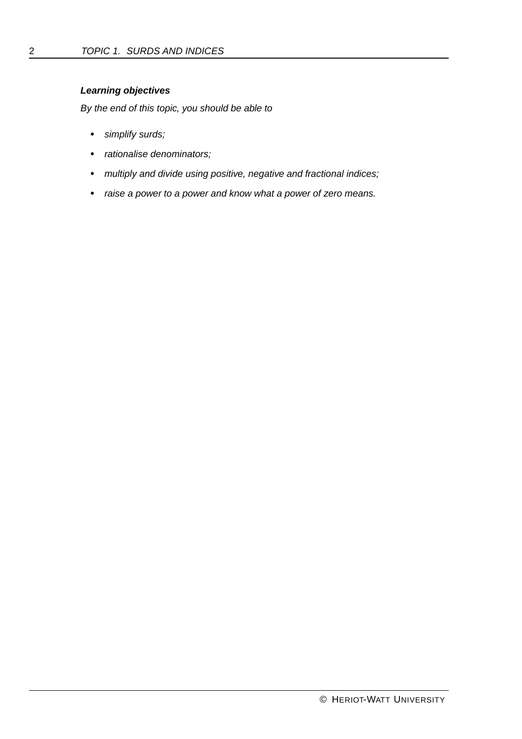***Learning objectives***

*By the end of this topic, you should be able to*

- *simplify surds;*
- *rationalise denominators;*
- *multiply and divide using positive, negative and fractional indices;*
- *raise a power to a power and know what a power of zero means.*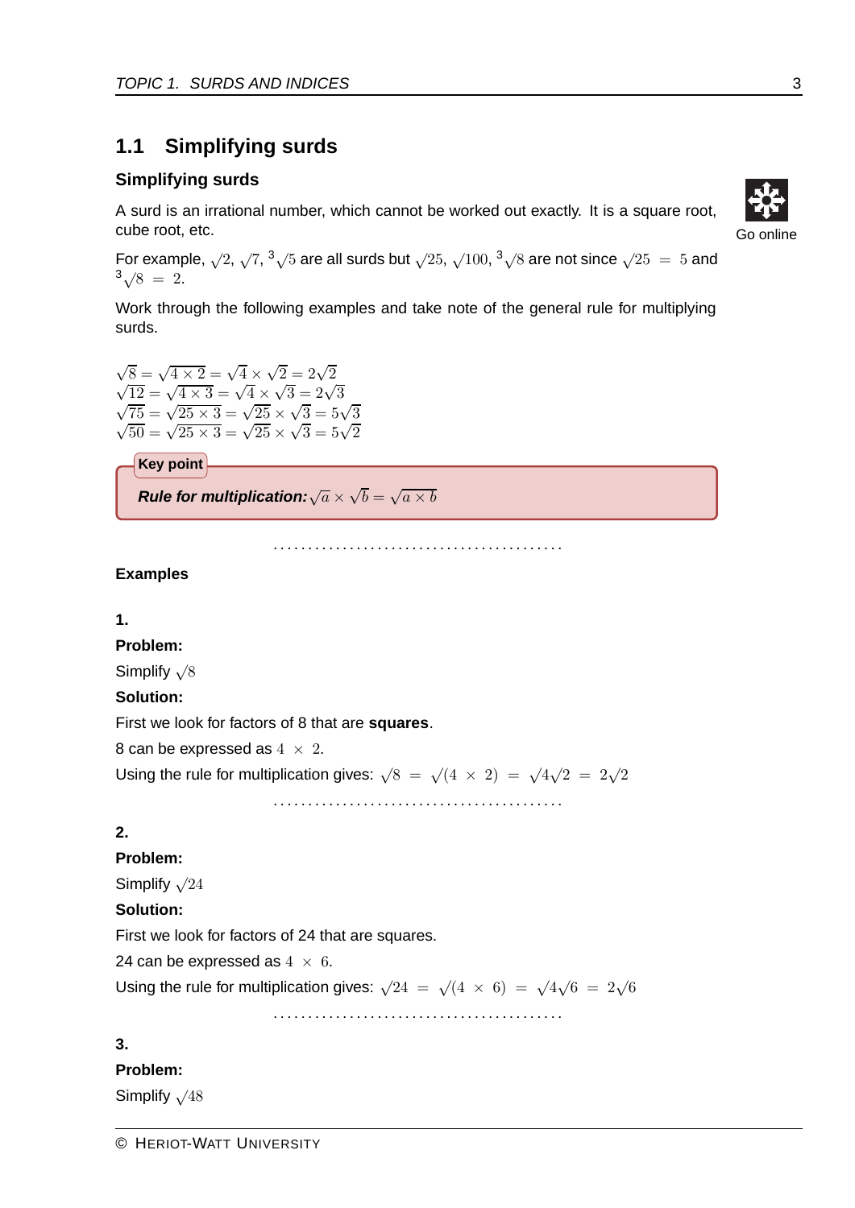## 1.1 Simplifying surds

### Simplifying surds

A surd is an irrational number, which cannot be worked out exactly. It is a square root, cube root, etc.

Go online

For example, $\sqrt{2}$, $\sqrt{7}$, $\sqrt[3]{5}$ are all surds but $\sqrt{25}$, $\sqrt{100}$, $\sqrt[3]{8}$ are not since $\sqrt{25} = 5$ and $\sqrt[3]{8} = 2$.

Work through the following examples and take note of the general rule for multiplying surds.

$$\sqrt{8} = \sqrt{4 \times 2} = \sqrt{4} \times \sqrt{2} = 2\sqrt{2}$$
$$\sqrt{12} = \sqrt{4 \times 3} = \sqrt{4} \times \sqrt{3} = 2\sqrt{3}$$
$$\sqrt{75} = \sqrt{25 \times 3} = \sqrt{25} \times \sqrt{3} = 5\sqrt{3}$$
$$\sqrt{50} = \sqrt{25 \times 3} = \sqrt{25} \times \sqrt{3} = 5\sqrt{2}$$

**Key point**

***Rule for multiplication:*** $\sqrt{a} \times \sqrt{b} = \sqrt{a \times b}$

. . . . . . . . . . . . . . . . . . . . . . . . . . . . . . . . . . . . . . . . .

**Examples**

**1.**

**Problem:**

Simplify $\sqrt{8}$

**Solution:**

First we look for factors of 8 that are **squares**.

8 can be expressed as $4 \times 2$.

Using the rule for multiplication gives: $\sqrt{8} = \sqrt{(4 \times 2)} = \sqrt{4}\sqrt{2} = 2\sqrt{2}$

. . . . . . . . . . . . . . . . . . . . . . . . . . . . . . . . . . . . . . . . .

**2.**

**Problem:**

Simplify $\sqrt{24}$

**Solution:**

First we look for factors of 24 that are squares.

24 can be expressed as $4 \times 6$.

Using the rule for multiplication gives: $\sqrt{24} = \sqrt{(4 \times 6)} = \sqrt{4}\sqrt{6} = 2\sqrt{6}$

. . . . . . . . . . . . . . . . . . . . . . . . . . . . . . . . . . . . . . . . .

**3.**

**Problem:**

Simplify $\sqrt{48}$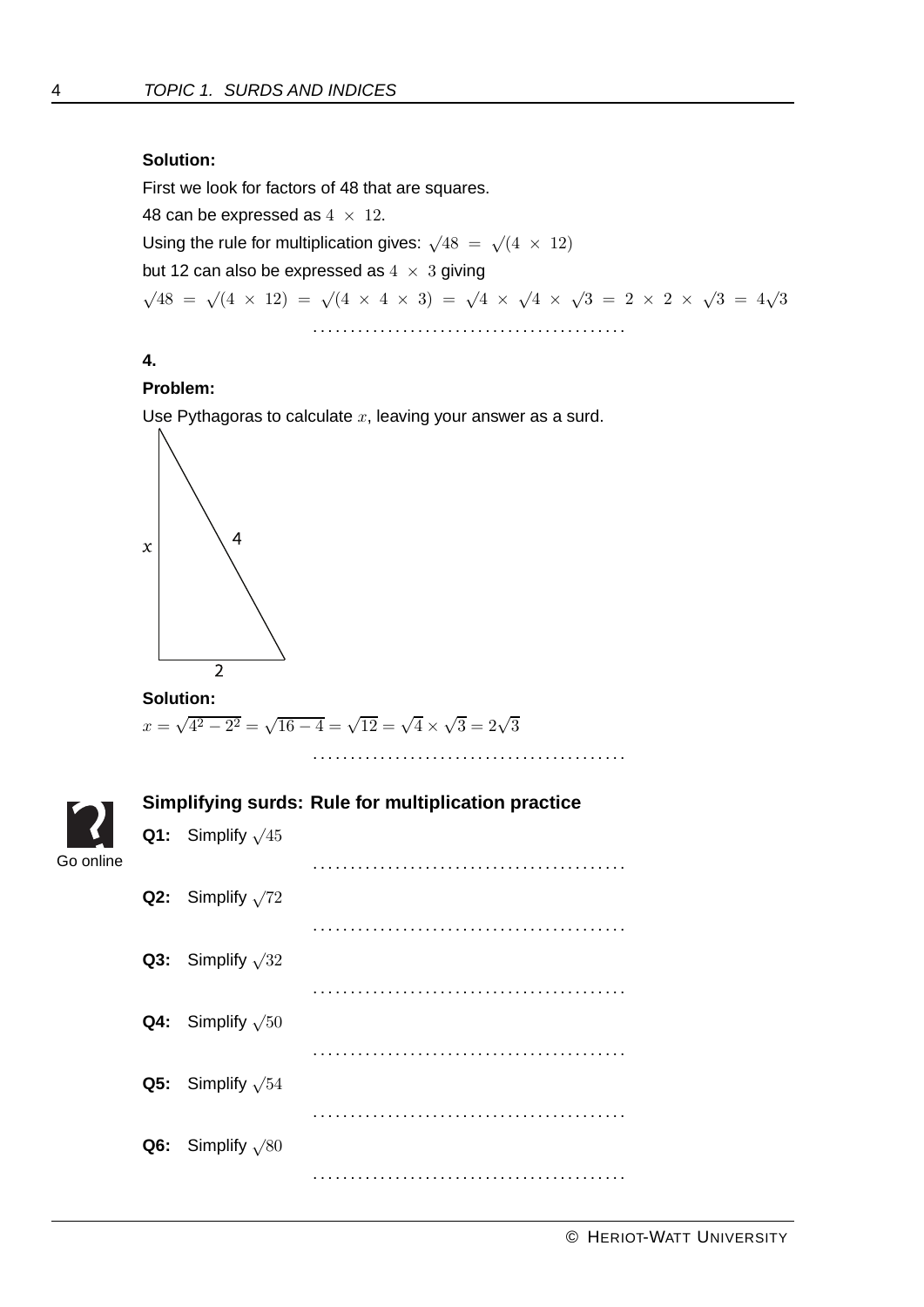**Solution:**

First we look for factors of 48 that are squares.

48 can be expressed as $4 \times 12$.

Using the rule for multiplication gives: $\sqrt{48} = \sqrt{(4 \times 12)}$

but 12 can also be expressed as $4 \times 3$ giving

$\sqrt{48} = \sqrt{(4 \times 12)} = \sqrt{(4 \times 4 \times 3)} = \sqrt{4} \times \sqrt{4} \times \sqrt{3} = 2 \times 2 \times \sqrt{3} = 4\sqrt{3}$

. . . . . . . . . . . . . . . . . . . . . . . . . . . . . . . . . . . . . . . . . . .

**4.**

**Problem:**

Use Pythagoras to calculate $x$, leaving your answer as a surd.

$x$ 4

2

**Solution:**

$x = \sqrt{4^2 - 2^2} = \sqrt{16 - 4} = \sqrt{12} = \sqrt{4} \times \sqrt{3} = 2\sqrt{3}$

. . . . . . . . . . . . . . . . . . . . . . . . . . . . . . . . . . . . . . . . . . .

### Simplifying surds: Rule for multiplication practice

Go online

**Q1:** Simplify $\sqrt{45}$

. . . . . . . . . . . . . . . . . . . . . . . . . . . . . . . . . . . . . . . . . . .

**Q2:** Simplify $\sqrt{72}$

. . . . . . . . . . . . . . . . . . . . . . . . . . . . . . . . . . . . . . . . . . .

**Q3:** Simplify $\sqrt{32}$

. . . . . . . . . . . . . . . . . . . . . . . . . . . . . . . . . . . . . . . . . . .

**Q4:** Simplify $\sqrt{50}$

. . . . . . . . . . . . . . . . . . . . . . . . . . . . . . . . . . . . . . . . . . .

**Q5:** Simplify $\sqrt{54}$

. . . . . . . . . . . . . . . . . . . . . . . . . . . . . . . . . . . . . . . . . . .

**Q6:** Simplify $\sqrt{80}$

. . . . . . . . . . . . . . . . . . . . . . . . . . . . . . . . . . . . . . . . . . .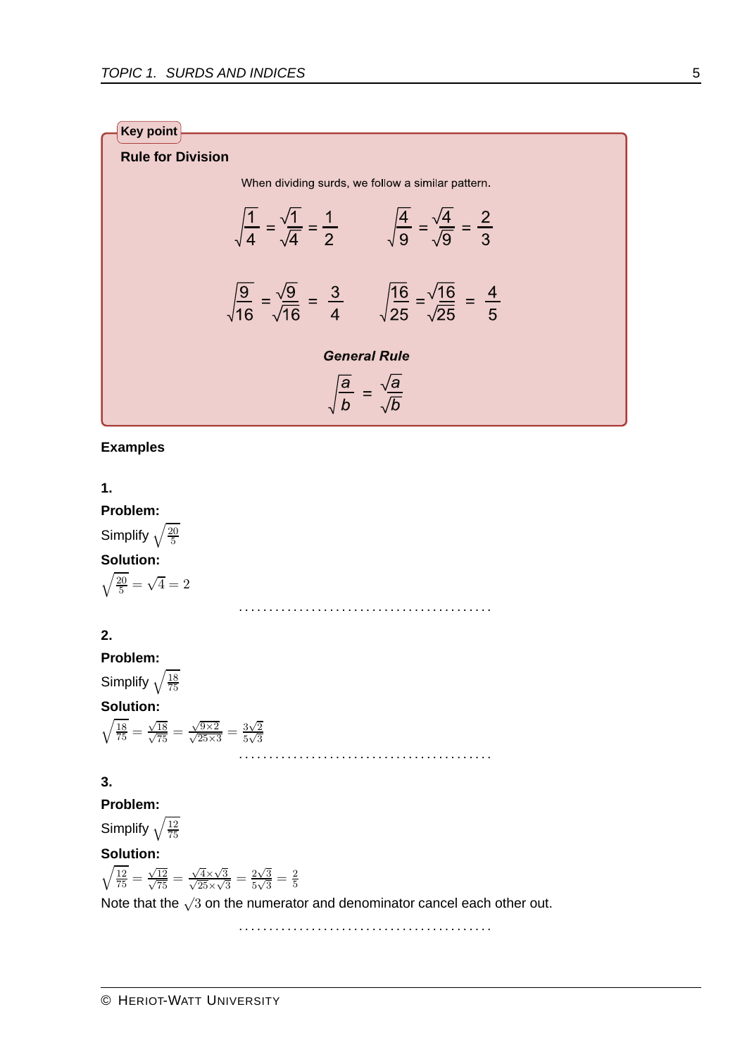**Key point**

**Rule for Division**

When dividing surds, we follow a similar pattern.

$$\sqrt{\frac{1}{4}} = \frac{\sqrt{1}}{\sqrt{4}} = \frac{1}{2} \qquad \sqrt{\frac{4}{9}} = \frac{\sqrt{4}}{\sqrt{9}} = \frac{2}{3}$$

$$\sqrt{\frac{9}{16}} = \frac{\sqrt{9}}{\sqrt{16}} = \frac{3}{4} \qquad \sqrt{\frac{16}{25}} = \frac{\sqrt{16}}{\sqrt{25}} = \frac{4}{5}$$

***General Rule***

$$\sqrt{\frac{a}{b}} = \frac{\sqrt{a}}{\sqrt{b}}$$

**Examples**

**1.**

**Problem:**

Simplify $\sqrt{\frac{20}{5}}$

**Solution:**

$\sqrt{\frac{20}{5}} = \sqrt{4} = 2$

. . . . . . . . . . . . . . . . . . . . . . . . . . . . . . . . . . . . . . . . .

**2.**

**Problem:**

Simplify $\sqrt{\frac{18}{75}}$

**Solution:**

$\sqrt{\frac{18}{75}} = \frac{\sqrt{18}}{\sqrt{75}} = \frac{\sqrt{9 \times 2}}{\sqrt{25 \times 3}} = \frac{3\sqrt{2}}{5\sqrt{3}}$

. . . . . . . . . . . . . . . . . . . . . . . . . . . . . . . . . . . . . . . . .

**3.**

**Problem:**

Simplify $\sqrt{\frac{12}{75}}$

**Solution:**

$\sqrt{\frac{12}{75}} = \frac{\sqrt{12}}{\sqrt{75}} = \frac{\sqrt{4} \times \sqrt{3}}{\sqrt{25} \times \sqrt{3}} = \frac{2\sqrt{3}}{5\sqrt{3}} = \frac{2}{5}$

Note that the $\sqrt{3}$ on the numerator and denominator cancel each other out.

. . . . . . . . . . . . . . . . . . . . . . . . . . . . . . . . . . . . . . . . .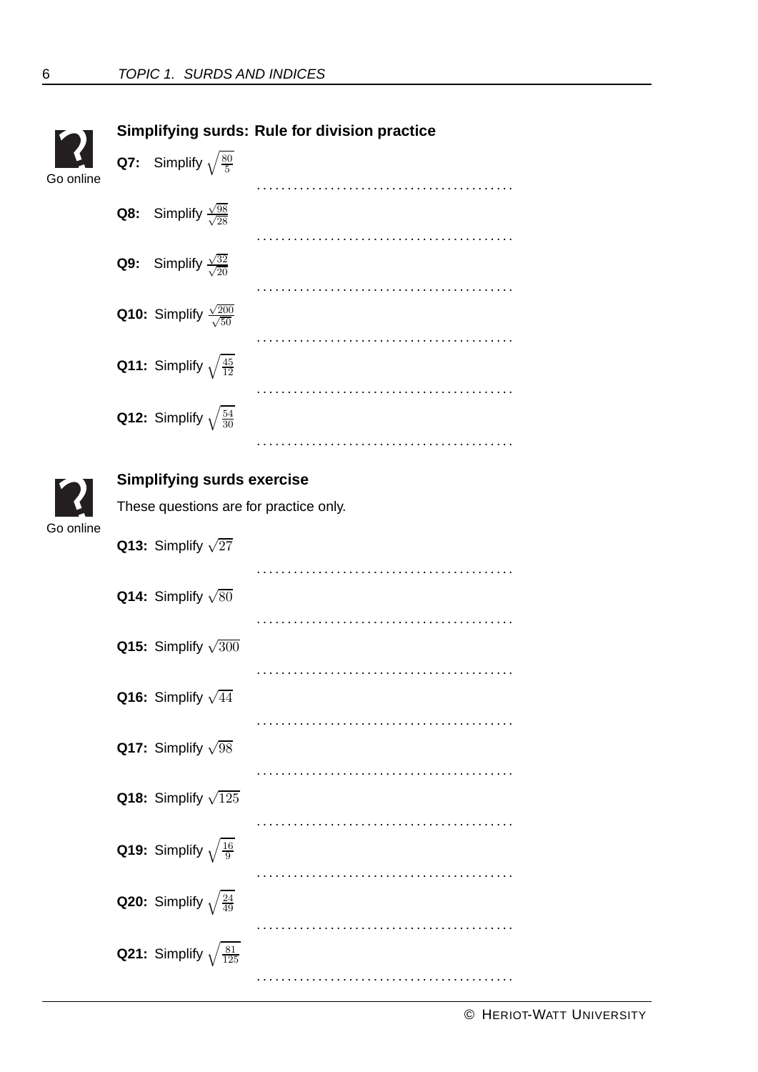### Simplifying surds: Rule for division practice

Go online

**Q7:** Simplify $\sqrt{\frac{80}{5}}$

..........................................

**Q8:** Simplify $\frac{\sqrt{98}}{\sqrt{28}}$

..........................................

**Q9:** Simplify $\frac{\sqrt{32}}{\sqrt{20}}$

..........................................

**Q10:** Simplify $\frac{\sqrt{200}}{\sqrt{50}}$

..........................................

**Q11:** Simplify $\sqrt{\frac{45}{12}}$

..........................................

**Q12:** Simplify $\sqrt{\frac{54}{30}}$

..........................................

### Simplifying surds exercise

Go online

These questions are for practice only.

**Q13:** Simplify $\sqrt{27}$

..........................................

**Q14:** Simplify $\sqrt{80}$

..........................................

**Q15:** Simplify $\sqrt{300}$

..........................................

**Q16:** Simplify $\sqrt{44}$

..........................................

**Q17:** Simplify $\sqrt{98}$

..........................................

**Q18:** Simplify $\sqrt{125}$

..........................................

**Q19:** Simplify $\sqrt{\frac{16}{9}}$

..........................................

**Q20:** Simplify $\sqrt{\frac{24}{49}}$

..........................................

**Q21:** Simplify $\sqrt{\frac{81}{125}}$

..........................................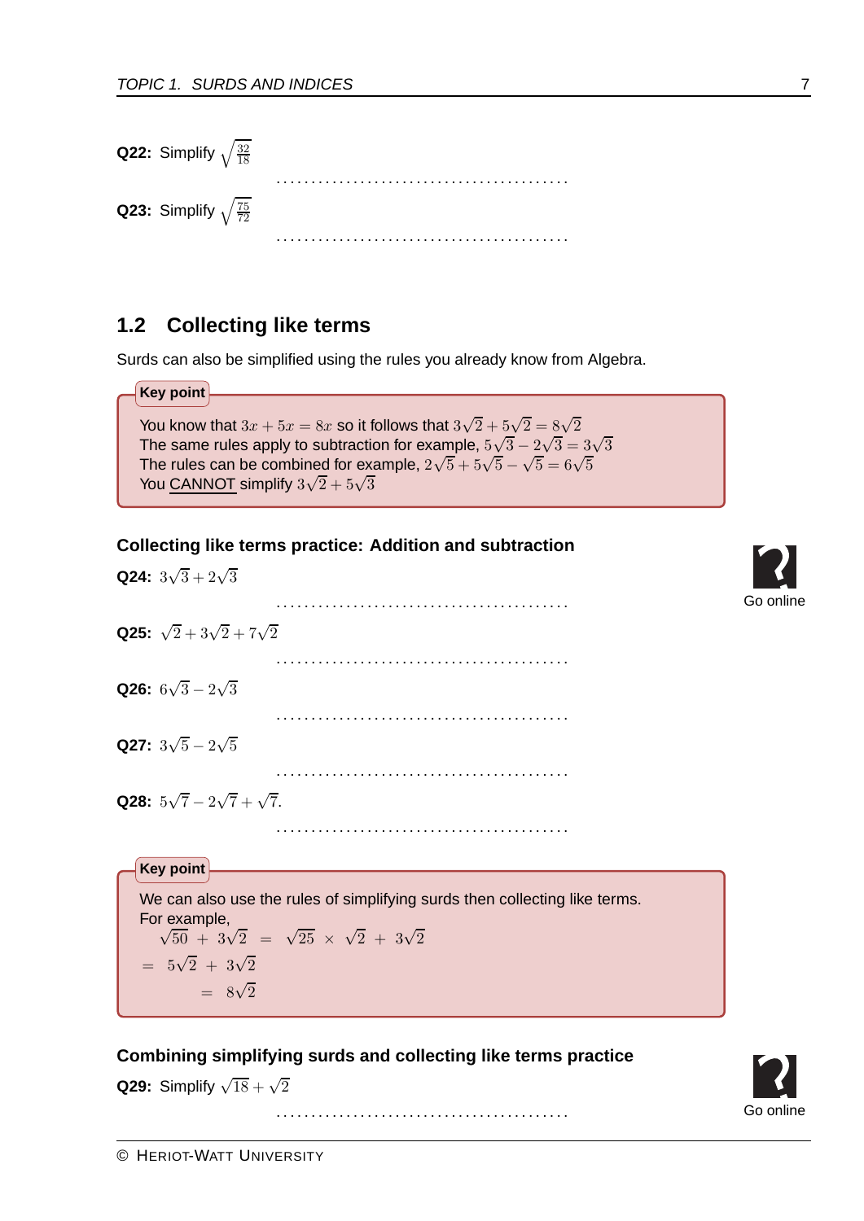**Q22:** Simplify $\sqrt{\frac{32}{18}}$

. . . . . . . . . . . . . . . . . . . . . . . . . . . . . . . . . . . . . . . . . .

**Q23:** Simplify $\sqrt{\frac{75}{72}}$

. . . . . . . . . . . . . . . . . . . . . . . . . . . . . . . . . . . . . . . . . .

## 1.2 Collecting like terms

Surds can also be simplified using the rules you already know from Algebra.

> **Key point**
>
> You know that $3x + 5x = 8x$ so it follows that $3\sqrt{2} + 5\sqrt{2} = 8\sqrt{2}$
> The same rules apply to subtraction for example, $5\sqrt{3} - 2\sqrt{3} = 3\sqrt{3}$
> The rules can be combined for example, $2\sqrt{5} + 5\sqrt{5} - \sqrt{5} = 6\sqrt{5}$
> You CANNOT simplify $3\sqrt{2} + 5\sqrt{3}$

### Collecting like terms practice: Addition and subtraction

Go online

**Q24:** $3\sqrt{3} + 2\sqrt{3}$

. . . . . . . . . . . . . . . . . . . . . . . . . . . . . . . . . . . . . . . . . .

**Q25:** $\sqrt{2} + 3\sqrt{2} + 7\sqrt{2}$

. . . . . . . . . . . . . . . . . . . . . . . . . . . . . . . . . . . . . . . . . .

**Q26:** $6\sqrt{3} - 2\sqrt{3}$

. . . . . . . . . . . . . . . . . . . . . . . . . . . . . . . . . . . . . . . . . .

**Q27:** $3\sqrt{5} - 2\sqrt{5}$

. . . . . . . . . . . . . . . . . . . . . . . . . . . . . . . . . . . . . . . . . .

**Q28:** $5\sqrt{7} - 2\sqrt{7} + \sqrt{7}$.

. . . . . . . . . . . . . . . . . . . . . . . . . . . . . . . . . . . . . . . . . .

> **Key point**
>
> We can also use the rules of simplifying surds then collecting like terms.
> For example,
>
> $$\begin{aligned} \sqrt{50} + 3\sqrt{2} &= \sqrt{25} \times \sqrt{2} + 3\sqrt{2} \\ &= 5\sqrt{2} + 3\sqrt{2} \\ &= 8\sqrt{2} \end{aligned}$$

### Combining simplifying surds and collecting like terms practice

Go online

**Q29:** Simplify $\sqrt{18} + \sqrt{2}$

. . . . . . . . . . . . . . . . . . . . . . . . . . . . . . . . . . . . . . . . . .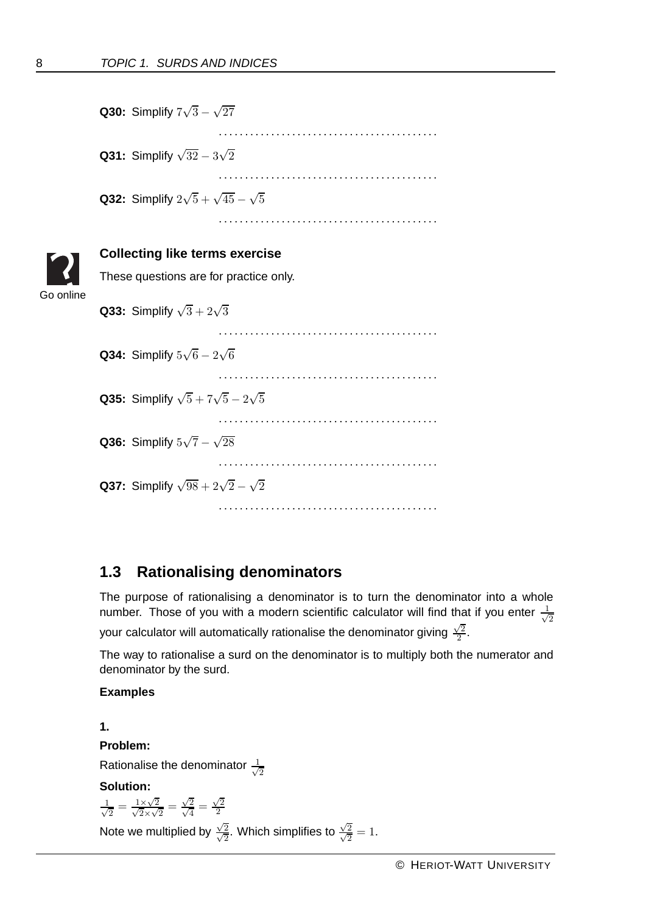**Q30:** Simplify $7\sqrt{3} - \sqrt{27}$

..........................................

**Q31:** Simplify $\sqrt{32} - 3\sqrt{2}$

..........................................

**Q32:** Simplify $2\sqrt{5} + \sqrt{45} - \sqrt{5}$

..........................................

### Collecting like terms exercise

Go online

These questions are for practice only.

**Q33:** Simplify $\sqrt{3} + 2\sqrt{3}$

..........................................

**Q34:** Simplify $5\sqrt{6} - 2\sqrt{6}$

..........................................

**Q35:** Simplify $\sqrt{5} + 7\sqrt{5} - 2\sqrt{5}$

..........................................

**Q36:** Simplify $5\sqrt{7} - \sqrt{28}$

..........................................

**Q37:** Simplify $\sqrt{98} + 2\sqrt{2} - \sqrt{2}$

..........................................

## 1.3 Rationalising denominators

The purpose of rationalising a denominator is to turn the denominator into a whole number. Those of you with a modern scientific calculator will find that if you enter $\frac{1}{\sqrt{2}}$ your calculator will automatically rationalise the denominator giving $\frac{\sqrt{2}}{2}$.

The way to rationalise a surd on the denominator is to multiply both the numerator and denominator by the surd.

**Examples**

**1.**

**Problem:**

Rationalise the denominator $\frac{1}{\sqrt{2}}$

**Solution:**

$\frac{1}{\sqrt{2}} = \frac{1 \times \sqrt{2}}{\sqrt{2} \times \sqrt{2}} = \frac{\sqrt{2}}{\sqrt{4}} = \frac{\sqrt{2}}{2}$

Note we multiplied by $\frac{\sqrt{2}}{\sqrt{2}}$. Which simplifies to $\frac{\sqrt{2}}{\sqrt{2}} = 1$.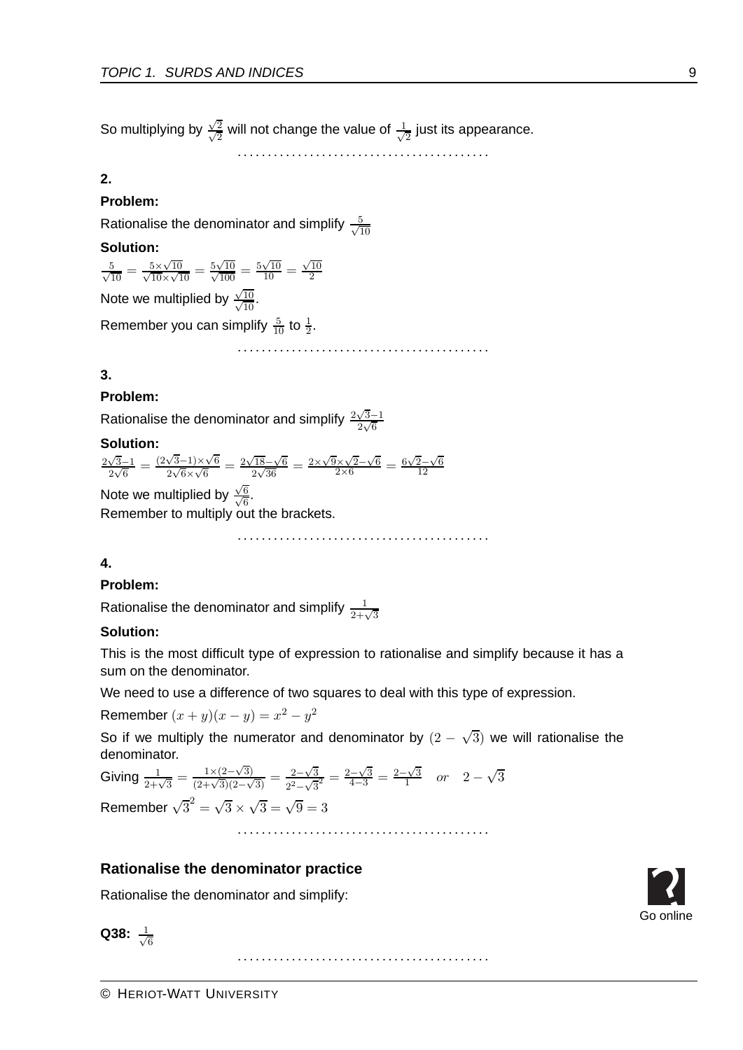So multiplying by $\frac{\sqrt{2}}{\sqrt{2}}$ will not change the value of $\frac{1}{\sqrt{2}}$ just its appearance.

. . . . . . . . . . . . . . . . . . . . . . . . . . . . . . . . . . . . . . . . .

**2.**

**Problem:**

Rationalise the denominator and simplify $\frac{5}{\sqrt{10}}$

**Solution:**

$\frac{5}{\sqrt{10}} = \frac{5 \times \sqrt{10}}{\sqrt{10} \times \sqrt{10}} = \frac{5\sqrt{10}}{\sqrt{100}} = \frac{5\sqrt{10}}{10} = \frac{\sqrt{10}}{2}$

Note we multiplied by $\frac{\sqrt{10}}{\sqrt{10}}$.

Remember you can simplify $\frac{5}{10}$ to $\frac{1}{2}$.

. . . . . . . . . . . . . . . . . . . . . . . . . . . . . . . . . . . . . . . . .

**3.**

**Problem:**

Rationalise the denominator and simplify $\frac{2\sqrt{3}-1}{2\sqrt{6}}$

**Solution:**

$\frac{2\sqrt{3}-1}{2\sqrt{6}} = \frac{(2\sqrt{3}-1) \times \sqrt{6}}{2\sqrt{6} \times \sqrt{6}} = \frac{2\sqrt{18}-\sqrt{6}}{2\sqrt{36}} = \frac{2 \times \sqrt{9} \times \sqrt{2} - \sqrt{6}}{2 \times 6} = \frac{6\sqrt{2}-\sqrt{6}}{12}$

Note we multiplied by $\frac{\sqrt{6}}{\sqrt{6}}$.

Remember to multiply out the brackets.

. . . . . . . . . . . . . . . . . . . . . . . . . . . . . . . . . . . . . . . . .

**4.**

**Problem:**

Rationalise the denominator and simplify $\frac{1}{2+\sqrt{3}}$

**Solution:**

This is the most difficult type of expression to rationalise and simplify because it has a sum on the denominator.

We need to use a difference of two squares to deal with this type of expression.

Remember $(x+y)(x-y) = x^2 - y^2$

So if we multiply the numerator and denominator by $(2 - \sqrt{3})$ we will rationalise the denominator.

Giving $\frac{1}{2+\sqrt{3}} = \frac{1 \times (2-\sqrt{3})}{(2+\sqrt{3})(2-\sqrt{3})} = \frac{2-\sqrt{3}}{2^2-\sqrt{3}^2} = \frac{2-\sqrt{3}}{4-3} = \frac{2-\sqrt{3}}{1} \quad or \quad 2-\sqrt{3}$

Remember $\sqrt{3}^2 = \sqrt{3} \times \sqrt{3} = \sqrt{9} = 3$

. . . . . . . . . . . . . . . . . . . . . . . . . . . . . . . . . . . . . . . . .

### Rationalise the denominator practice

Rationalise the denominator and simplify:

Go online

**Q38:** $\frac{1}{\sqrt{6}}$

. . . . . . . . . . . . . . . . . . . . . . . . . . . . . . . . . . . . . . . . .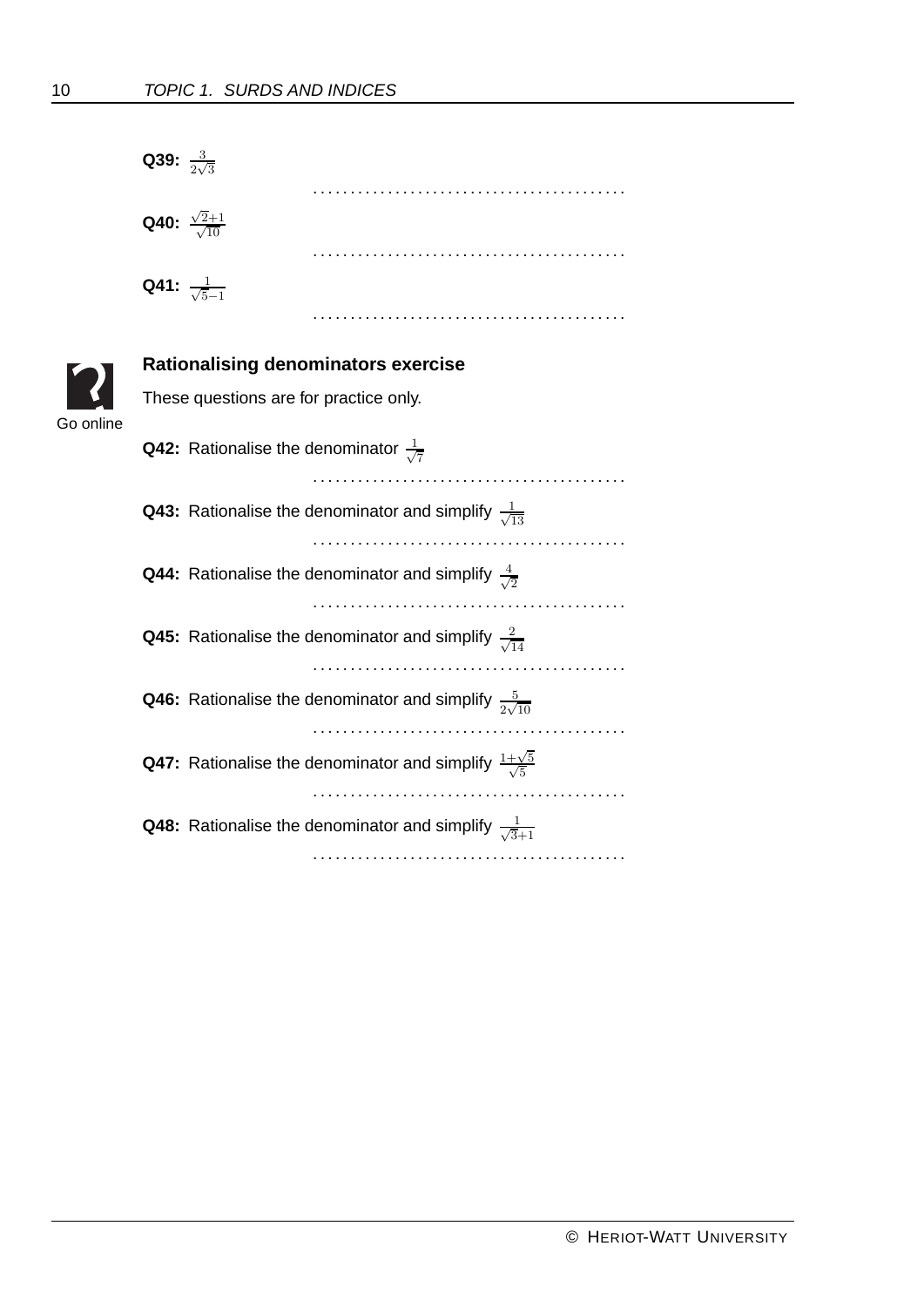**Q39:** $\frac{3}{2\sqrt{3}}$

..........................................

**Q40:** $\frac{\sqrt{2}+1}{\sqrt{10}}$

..........................................

**Q41:** $\frac{1}{\sqrt{5}-1}$

..........................................

### Rationalising denominators exercise

Go online

These questions are for practice only.

**Q42:** Rationalise the denominator $\frac{1}{\sqrt{7}}$

..........................................

**Q43:** Rationalise the denominator and simplify $\frac{1}{\sqrt{13}}$

..........................................

**Q44:** Rationalise the denominator and simplify $\frac{4}{\sqrt{2}}$

..........................................

**Q45:** Rationalise the denominator and simplify $\frac{2}{\sqrt{14}}$

..........................................

**Q46:** Rationalise the denominator and simplify $\frac{5}{2\sqrt{10}}$

..........................................

**Q47:** Rationalise the denominator and simplify $\frac{1+\sqrt{5}}{\sqrt{5}}$

..........................................

**Q48:** Rationalise the denominator and simplify $\frac{1}{\sqrt{3}+1}$

..........................................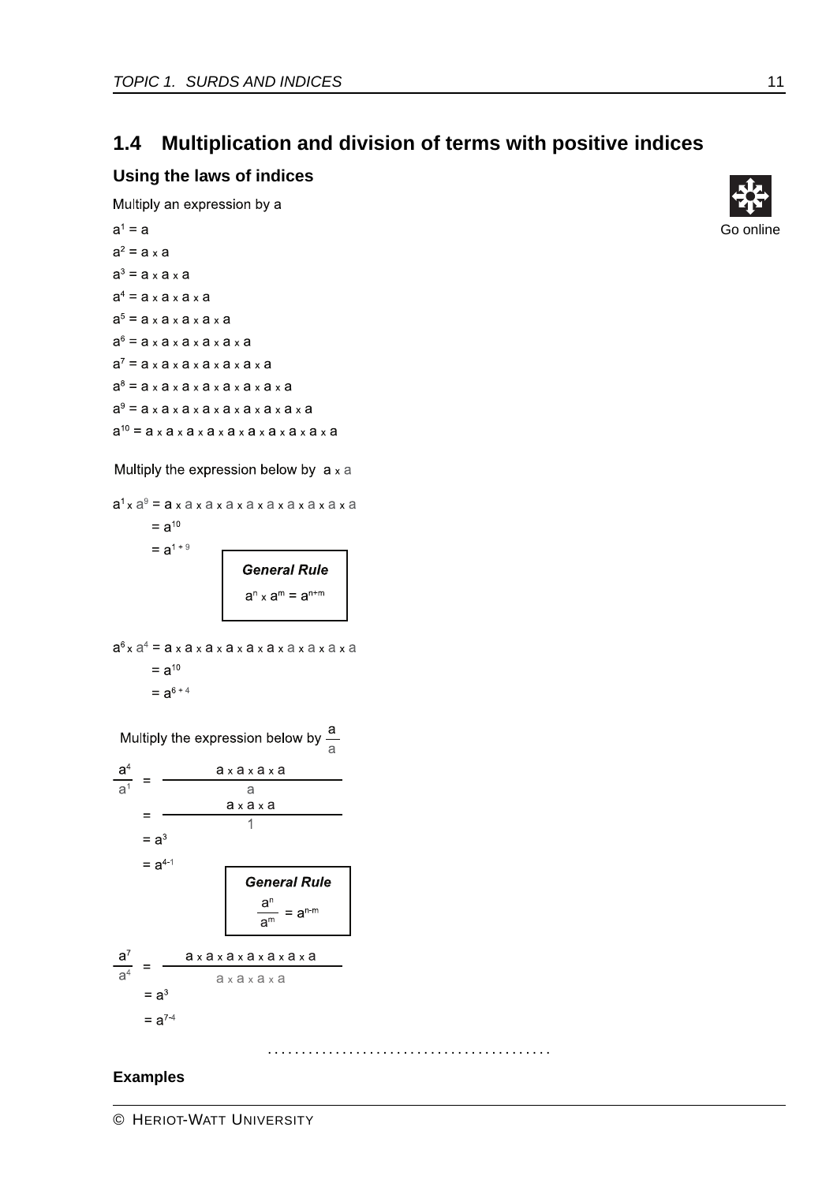## 1.4 Multiplication and division of terms with positive indices

### Using the laws of indices

Go online

Multiply an expression by a

$a^1 = a$

$a^2 = a \times a$

$a^3 = a \times a \times a$

$a^4 = a \times a \times a \times a$

$a^5 = a \times a \times a \times a \times a$

$a^6 = a \times a \times a \times a \times a \times a$

$a^7 = a \times a \times a \times a \times a \times a \times a$

$a^8 = a \times a \times a \times a \times a \times a \times a \times a$

$a^9 = a \times a \times a \times a \times a \times a \times a \times a \times a$

$a^{10} = a \times a \times a \times a \times a \times a \times a \times a \times a \times a$

Multiply the expression below by $a \times a$

$$a^1 \times a^9 = a \times a \times a \times a \times a \times a \times a \times a \times a \times a$$
$$= a^{10}$$
$$= a^{1+9}$$

**General Rule**

$$a^n \times a^m = a^{n+m}$$

$$a^6 \times a^4 = a \times a \times a \times a \times a \times a \times a \times a \times a \times a$$
$$= a^{10}$$
$$= a^{6+4}$$

Multiply the expression below by $\frac{a}{a}$

$$\frac{a^4}{a^1} = \frac{a \times a \times a \times a}{a}$$
$$= \frac{a \times a \times a}{1}$$
$$= a^3$$
$$= a^{4-1}$$

**General Rule**

$$\frac{a^n}{a^m} = a^{n-m}$$

$$\frac{a^7}{a^4} = \frac{a \times a \times a \times a \times a \times a \times a}{a \times a \times a \times a}$$
$$= a^3$$
$$= a^{7-4}$$

. . . . . . . . . . . . . . . . . . . . . . . . . . . . . . . . . . . . . . . . . .

**Examples**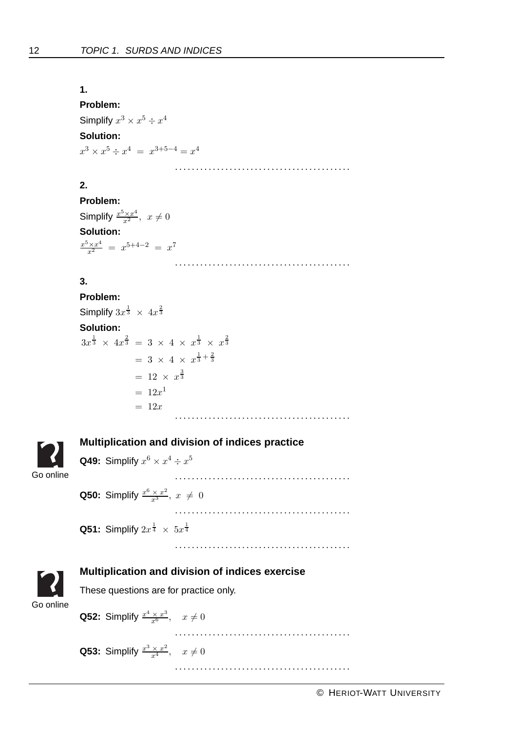**1.**

**Problem:**

Simplify $x^3 \times x^5 \div x^4$

**Solution:**

$x^3 \times x^5 \div x^4 \ = \ x^{3+5-4} = x^4$

..........................................

**2.**

**Problem:**

Simplify $\frac{x^5 \times x^4}{x^2}, \ x \neq 0$

**Solution:**

$\frac{x^5 \times x^4}{x^2} \ = \ x^{5+4-2} \ = \ x^7$

..........................................

**3.**

**Problem:**

Simplify $3x^{\frac{1}{3}} \times 4x^{\frac{2}{3}}$

**Solution:**

$$
\begin{aligned}
3x^{\frac{1}{3}} \times 4x^{\frac{2}{3}} &= 3 \times 4 \times x^{\frac{1}{3}} \times x^{\frac{2}{3}} \\
&= 3 \times 4 \times x^{\frac{1}{3}+\frac{2}{3}} \\
&= 12 \times x^{\frac{3}{3}} \\
&= 12x^1 \\
&= 12x
\end{aligned}
$$

..........................................

### Multiplication and division of indices practice

Go online

**Q49:** Simplify $x^6 \times x^4 \div x^5$

..........................................

**Q50:** Simplify $\frac{x^6 \times x^2}{x^3}, \ x \neq 0$

..........................................

**Q51:** Simplify $2x^{\frac{1}{4}} \times 5x^{\frac{1}{4}}$

..........................................

### Multiplication and division of indices exercise

Go online

These questions are for practice only.

**Q52:** Simplify $\frac{x^4 \times x^3}{x^6}, \quad x \neq 0$

..........................................

**Q53:** Simplify $\frac{x^3 \times x^2}{x^4}, \quad x \neq 0$

..........................................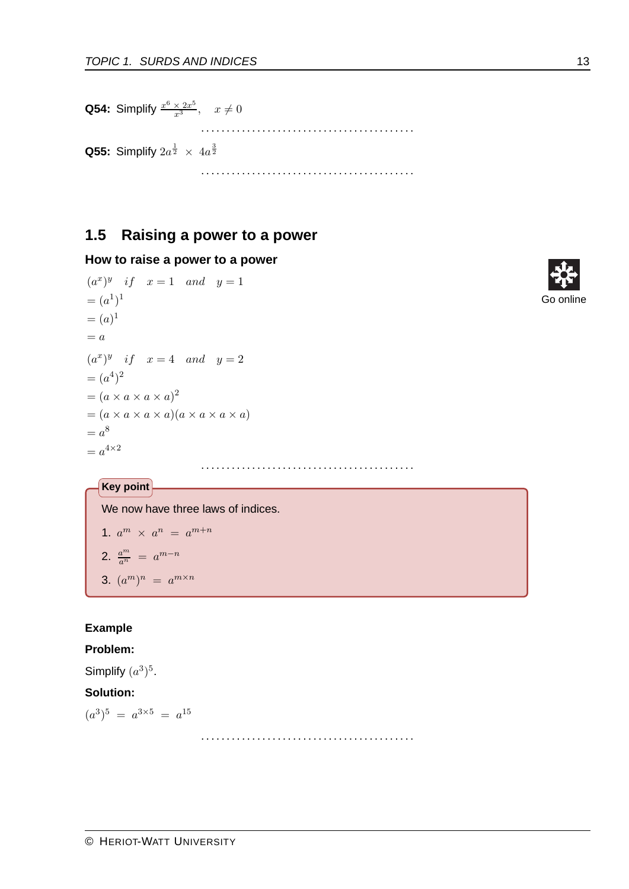**Q54:** Simplify $\frac{x^6 \times 2x^5}{x^3}$, $\quad x \neq 0$

..........................................

**Q55:** Simplify $2a^{\frac{1}{2}} \times 4a^{\frac{3}{2}}$

..........................................

## 1.5 Raising a power to a power

### How to raise a power to a power

Go online

$$
\begin{aligned}
&(a^x)^y \quad if \quad x = 1 \quad and \quad y = 1 \\
&= (a^1)^1 \\
&= (a)^1 \\
&= a \\
&(a^x)^y \quad if \quad x = 4 \quad and \quad y = 2 \\
&= (a^4)^2 \\
&= (a \times a \times a \times a)^2 \\
&= (a \times a \times a \times a)(a \times a \times a \times a) \\
&= a^8 \\
&= a^{4 \times 2}
\end{aligned}
$$

..........................................

**Key point**

We now have three laws of indices.

1. $a^m \times a^n = a^{m+n}$
2. $\frac{a^m}{a^n} = a^{m-n}$
3. $(a^m)^n = a^{m \times n}$

**Example**

**Problem:**

Simplify $(a^3)^5$.

**Solution:**

$(a^3)^5 = a^{3 \times 5} = a^{15}$

..........................................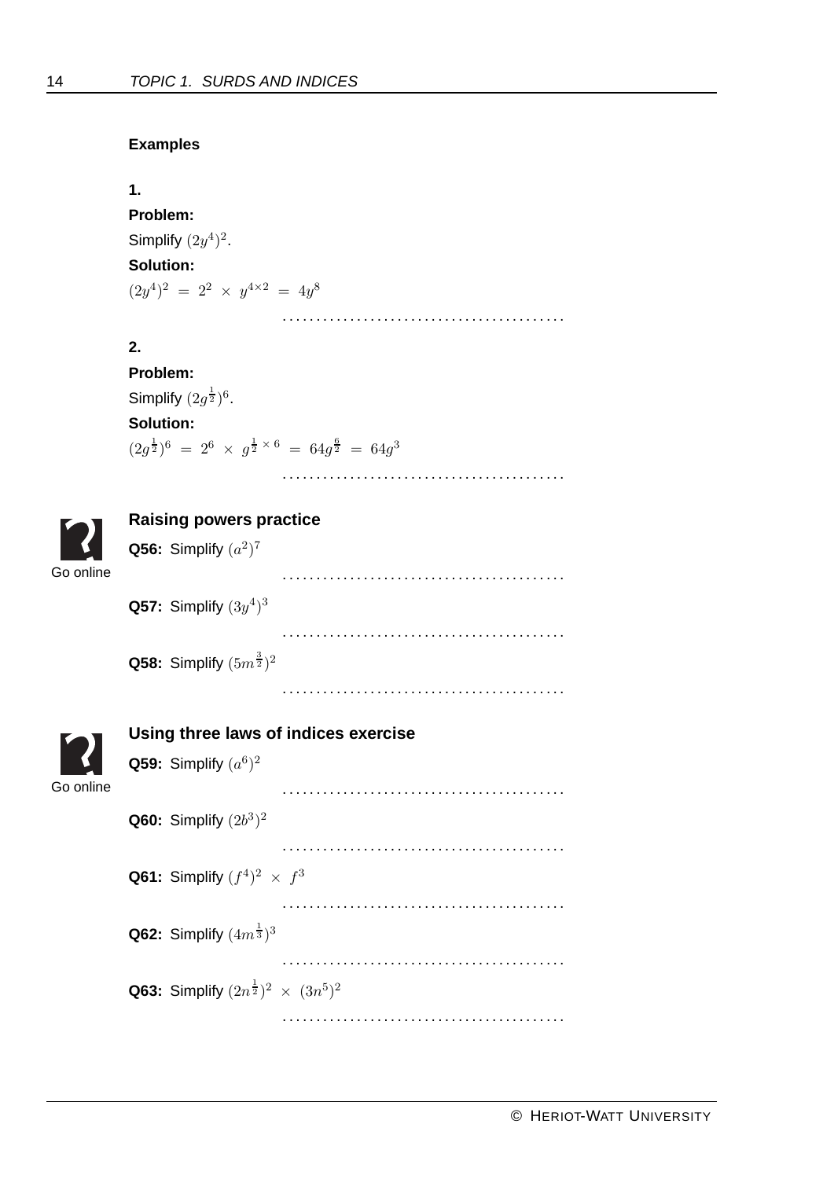### Examples

**1.**

**Problem:**

Simplify $(2y^4)^2$.

**Solution:**

$(2y^4)^2 = 2^2 \times y^{4\times 2} = 4y^8$

..........................................

**2.**

**Problem:**

Simplify $(2g^{\frac{1}{2}})^6$.

**Solution:**

$(2g^{\frac{1}{2}})^6 = 2^6 \times g^{\frac{1}{2}\times 6} = 64g^{\frac{6}{2}} = 64g^3$

..........................................

### Raising powers practice

Go online

**Q56:** Simplify $(a^2)^7$

..........................................

**Q57:** Simplify $(3y^4)^3$

..........................................

**Q58:** Simplify $(5m^{\frac{3}{2}})^2$

..........................................

### Using three laws of indices exercise

Go online

**Q59:** Simplify $(a^6)^2$

..........................................

**Q60:** Simplify $(2b^3)^2$

..........................................

**Q61:** Simplify $(f^4)^2 \times f^3$

..........................................

**Q62:** Simplify $(4m^{\frac{1}{3}})^3$

..........................................

**Q63:** Simplify $(2n^{\frac{1}{2}})^2 \times (3n^5)^2$

..........................................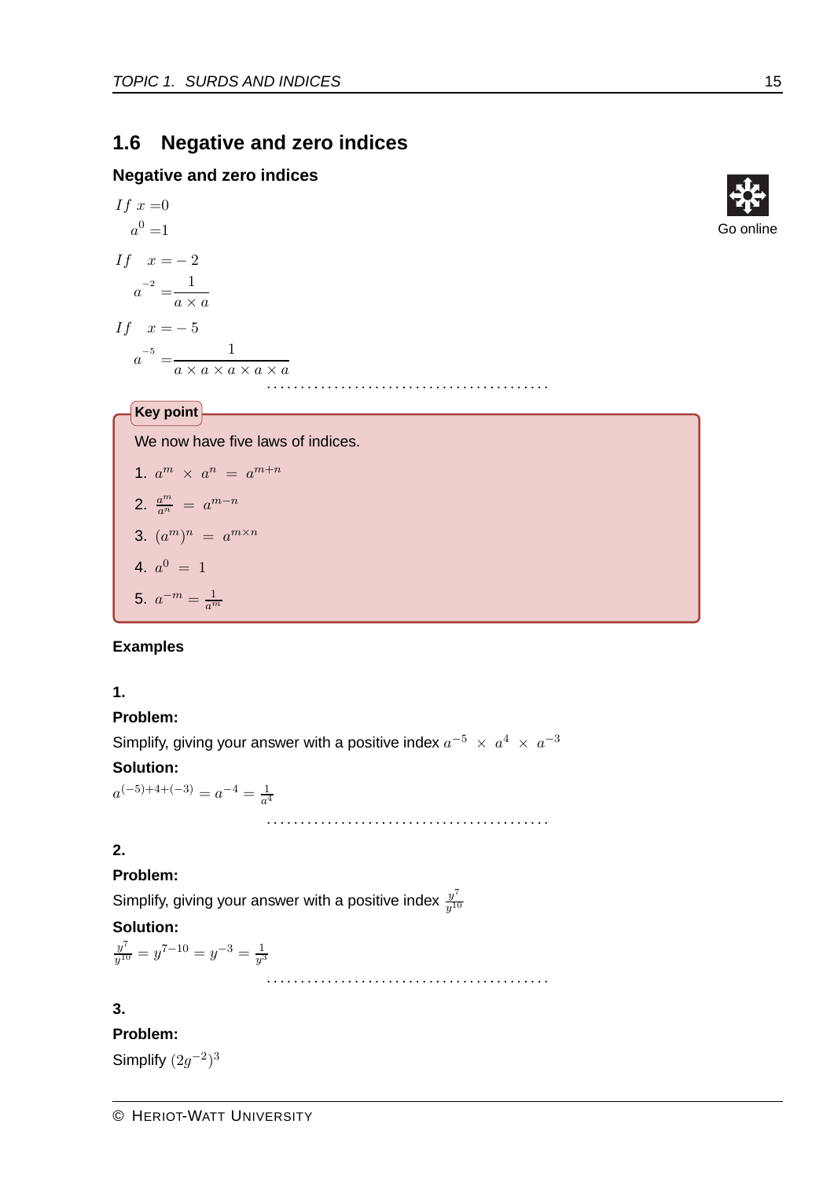## 1.6 Negative and zero indices

### Negative and zero indices

Go online

$$If\ x = 0$$
$$a^0 = 1$$
$$If\ \ x = -2$$
$$a^{-2} = \frac{1}{a \times a}$$
$$If\ \ x = -5$$
$$a^{-5} = \frac{1}{a \times a \times a \times a \times a}$$

. . . . . . . . . . . . . . . . . . . . . . . . . . . . . . . . . . . . . . . . .

**Key point**

We now have five laws of indices.

1. $a^m \times a^n = a^{m+n}$
2. $\frac{a^m}{a^n} = a^{m-n}$
3. $(a^m)^n = a^{m \times n}$
4. $a^0 = 1$
5. $a^{-m} = \frac{1}{a^m}$

**Examples**

**1.**

**Problem:**

Simplify, giving your answer with a positive index $a^{-5} \times a^4 \times a^{-3}$

**Solution:**

$a^{(-5)+4+(-3)} = a^{-4} = \frac{1}{a^4}$

. . . . . . . . . . . . . . . . . . . . . . . . . . . . . . . . . . . . . . . . .

**2.**

**Problem:**

Simplify, giving your answer with a positive index $\frac{y^7}{y^{10}}$

**Solution:**

$\frac{y^7}{y^{10}} = y^{7-10} = y^{-3} = \frac{1}{y^3}$

. . . . . . . . . . . . . . . . . . . . . . . . . . . . . . . . . . . . . . . . .

**3.**

**Problem:**

Simplify $(2g^{-2})^3$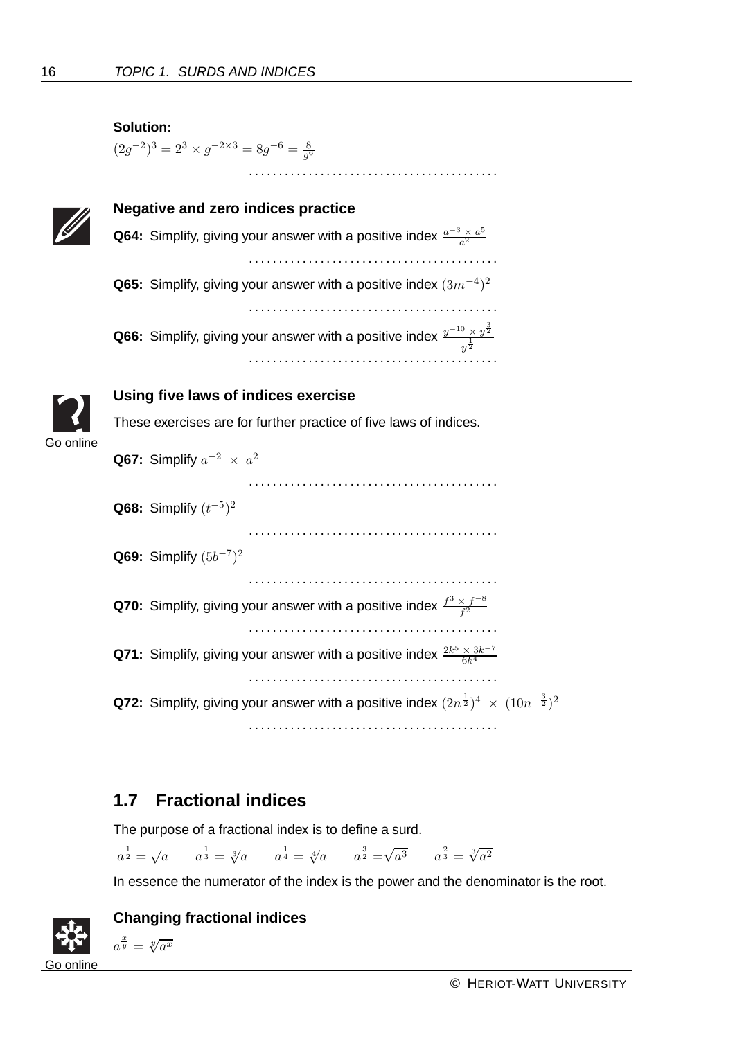**Solution:**

$(2g^{-2})^3 = 2^3 \times g^{-2\times3} = 8g^{-6} = \frac{8}{g^6}$

. . . . . . . . . . . . . . . . . . . . . . . . . . . . . . . . . . . . . . . . . .

**Negative and zero indices practice**

**Q64:** Simplify, giving your answer with a positive index $\frac{a^{-3} \times a^5}{a^2}$

. . . . . . . . . . . . . . . . . . . . . . . . . . . . . . . . . . . . . . . . . .

**Q65:** Simplify, giving your answer with a positive index $(3m^{-4})^2$

. . . . . . . . . . . . . . . . . . . . . . . . . . . . . . . . . . . . . . . . . .

**Q66:** Simplify, giving your answer with a positive index $\frac{y^{-10} \times y^{\frac{3}{2}}}{y^{\frac{1}{2}}}$

. . . . . . . . . . . . . . . . . . . . . . . . . . . . . . . . . . . . . . . . . .

**Using five laws of indices exercise**

Go online

These exercises are for further practice of five laws of indices.

**Q67:** Simplify $a^{-2} \times a^2$

. . . . . . . . . . . . . . . . . . . . . . . . . . . . . . . . . . . . . . . . . .

**Q68:** Simplify $(t^{-5})^2$

. . . . . . . . . . . . . . . . . . . . . . . . . . . . . . . . . . . . . . . . . .

**Q69:** Simplify $(5b^{-7})^2$

. . . . . . . . . . . . . . . . . . . . . . . . . . . . . . . . . . . . . . . . . .

**Q70:** Simplify, giving your answer with a positive index $\frac{f^3 \times f^{-8}}{f^2}$

. . . . . . . . . . . . . . . . . . . . . . . . . . . . . . . . . . . . . . . . . .

**Q71:** Simplify, giving your answer with a positive index $\frac{2k^5 \times 3k^{-7}}{6k^4}$

. . . . . . . . . . . . . . . . . . . . . . . . . . . . . . . . . . . . . . . . . .

**Q72:** Simplify, giving your answer with a positive index $(2n^{\frac{1}{2}})^4 \times (10n^{-\frac{3}{2}})^2$

. . . . . . . . . . . . . . . . . . . . . . . . . . . . . . . . . . . . . . . . . .

## 1.7 Fractional indices

The purpose of a fractional index is to define a surd.

$a^{\frac{1}{2}} = \sqrt{a} \qquad a^{\frac{1}{3}} = \sqrt[3]{a} \qquad a^{\frac{1}{4}} = \sqrt[4]{a} \qquad a^{\frac{3}{2}} = \sqrt{a^3} \qquad a^{\frac{2}{3}} = \sqrt[3]{a^2}$

In essence the numerator of the index is the power and the denominator is the root.

**Changing fractional indices**

Go online

$a^{\frac{x}{y}} = \sqrt[y]{a^x}$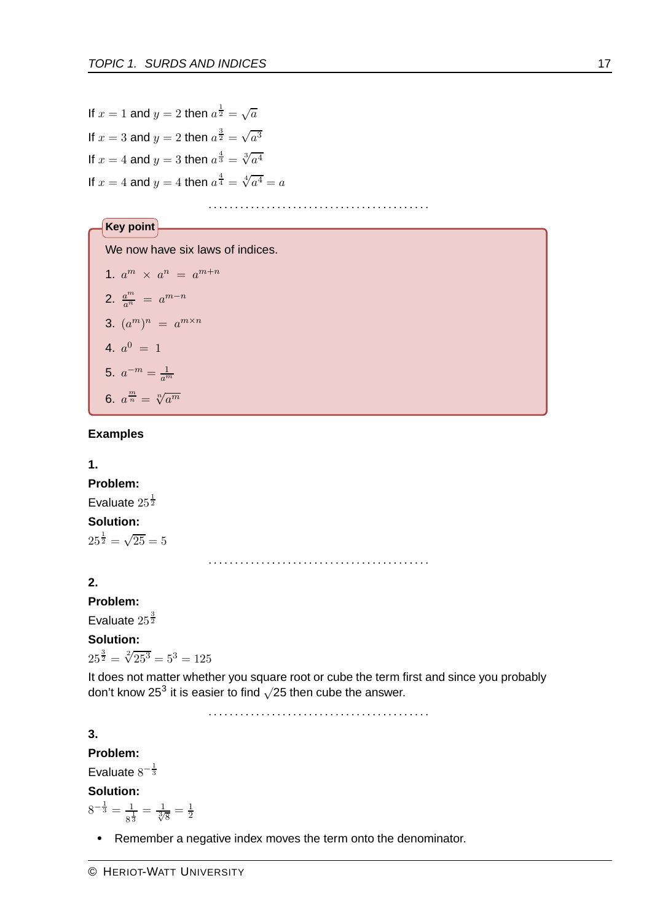If $x = 1$ and $y = 2$ then $a^{\frac{1}{2}} = \sqrt{a}$

If $x = 3$ and $y = 2$ then $a^{\frac{3}{2}} = \sqrt{a^3}$

If $x = 4$ and $y = 3$ then $a^{\frac{4}{3}} = \sqrt[3]{a^4}$

If $x = 4$ and $y = 4$ then $a^{\frac{4}{4}} = \sqrt[4]{a^4} = a$

.........................................

**Key point**

We now have six laws of indices.

1. $a^m \times a^n = a^{m+n}$
2. $\frac{a^m}{a^n} = a^{m-n}$
3. $(a^m)^n = a^{m \times n}$
4. $a^0 = 1$
5. $a^{-m} = \frac{1}{a^m}$
6. $a^{\frac{m}{n}} = \sqrt[n]{a^m}$

**Examples**

**1.**

**Problem:**

Evaluate $25^{\frac{1}{2}}$

**Solution:**

$25^{\frac{1}{2}} = \sqrt{25} = 5$

.........................................

**2.**

**Problem:**

Evaluate $25^{\frac{3}{2}}$

**Solution:**

$25^{\frac{3}{2}} = \sqrt[2]{25^3} = 5^3 = 125$

It does not matter whether you square root or cube the term first and since you probably don't know $25^3$ it is easier to find $\sqrt{25}$ then cube the answer.

.........................................

**3.**

**Problem:**

Evaluate $8^{-\frac{1}{3}}$

**Solution:**

$8^{-\frac{1}{3}} = \frac{1}{8^{\frac{1}{3}}} = \frac{1}{\sqrt[3]{8}} = \frac{1}{2}$

- Remember a negative index moves the term onto the denominator.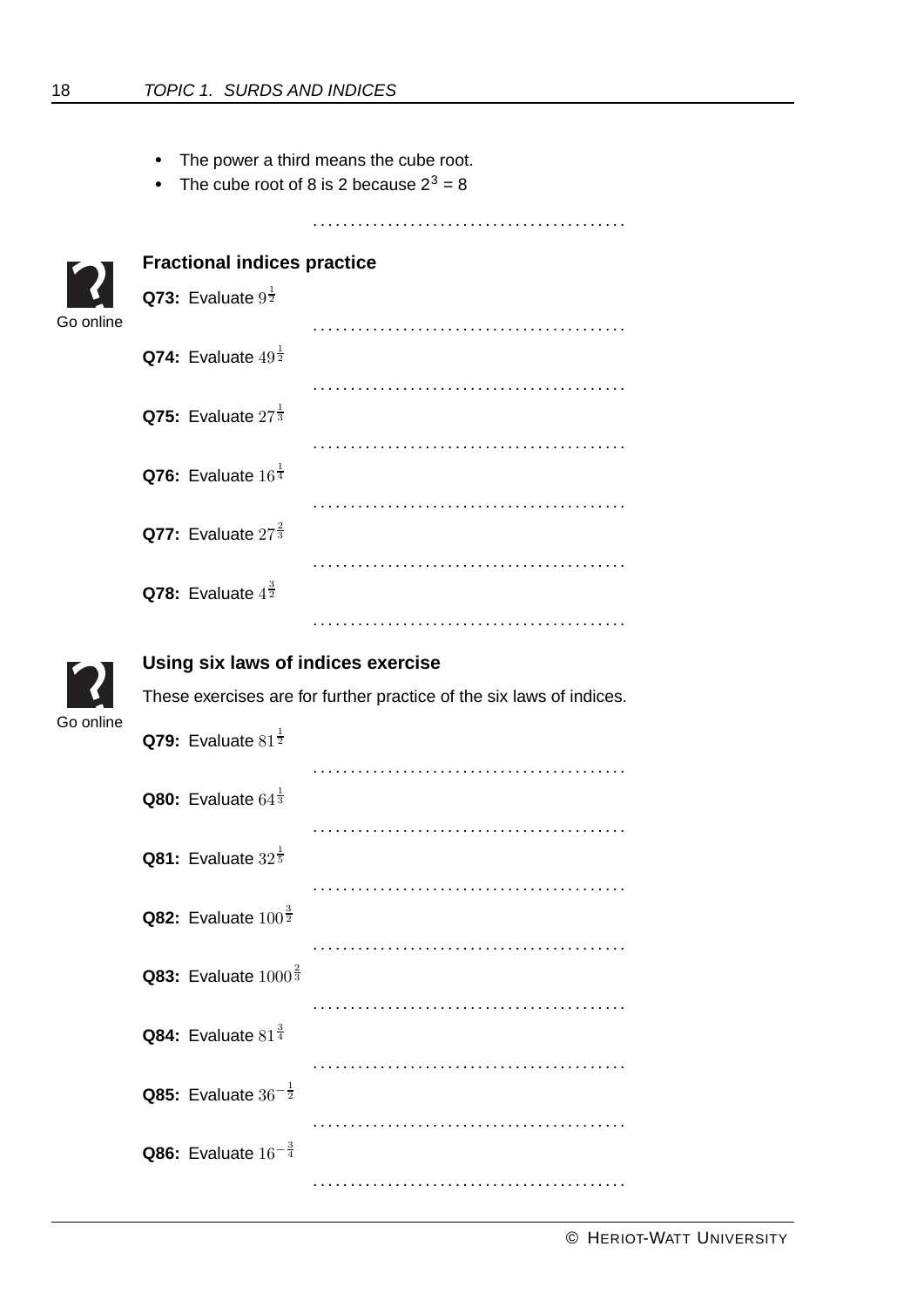- The power a third means the cube root.
- The cube root of 8 is 2 because $2^3 = 8$

. . . . . . . . . . . . . . . . . . . . . . . . . . . . . . . . . . . . . . . . . .

Go online

### Fractional indices practice

**Q73:** Evaluate $9^{\frac{1}{2}}$

. . . . . . . . . . . . . . . . . . . . . . . . . . . . . . . . . . . . . . . . . .

**Q74:** Evaluate $49^{\frac{1}{2}}$

. . . . . . . . . . . . . . . . . . . . . . . . . . . . . . . . . . . . . . . . . .

**Q75:** Evaluate $27^{\frac{1}{3}}$

. . . . . . . . . . . . . . . . . . . . . . . . . . . . . . . . . . . . . . . . . .

**Q76:** Evaluate $16^{\frac{1}{4}}$

. . . . . . . . . . . . . . . . . . . . . . . . . . . . . . . . . . . . . . . . . .

**Q77:** Evaluate $27^{\frac{2}{3}}$

. . . . . . . . . . . . . . . . . . . . . . . . . . . . . . . . . . . . . . . . . .

**Q78:** Evaluate $4^{\frac{3}{2}}$

. . . . . . . . . . . . . . . . . . . . . . . . . . . . . . . . . . . . . . . . . .

Go online

### Using six laws of indices exercise

These exercises are for further practice of the six laws of indices.

**Q79:** Evaluate $81^{\frac{1}{2}}$

. . . . . . . . . . . . . . . . . . . . . . . . . . . . . . . . . . . . . . . . . .

**Q80:** Evaluate $64^{\frac{1}{3}}$

. . . . . . . . . . . . . . . . . . . . . . . . . . . . . . . . . . . . . . . . . .

**Q81:** Evaluate $32^{\frac{1}{5}}$

. . . . . . . . . . . . . . . . . . . . . . . . . . . . . . . . . . . . . . . . . .

**Q82:** Evaluate $100^{\frac{3}{2}}$

. . . . . . . . . . . . . . . . . . . . . . . . . . . . . . . . . . . . . . . . . .

**Q83:** Evaluate $1000^{\frac{2}{3}}$

. . . . . . . . . . . . . . . . . . . . . . . . . . . . . . . . . . . . . . . . . .

**Q84:** Evaluate $81^{\frac{3}{4}}$

. . . . . . . . . . . . . . . . . . . . . . . . . . . . . . . . . . . . . . . . . .

**Q85:** Evaluate $36^{-\frac{1}{2}}$

. . . . . . . . . . . . . . . . . . . . . . . . . . . . . . . . . . . . . . . . . .

**Q86:** Evaluate $16^{-\frac{3}{4}}$

. . . . . . . . . . . . . . . . . . . . . . . . . . . . . . . . . . . . . . . . . .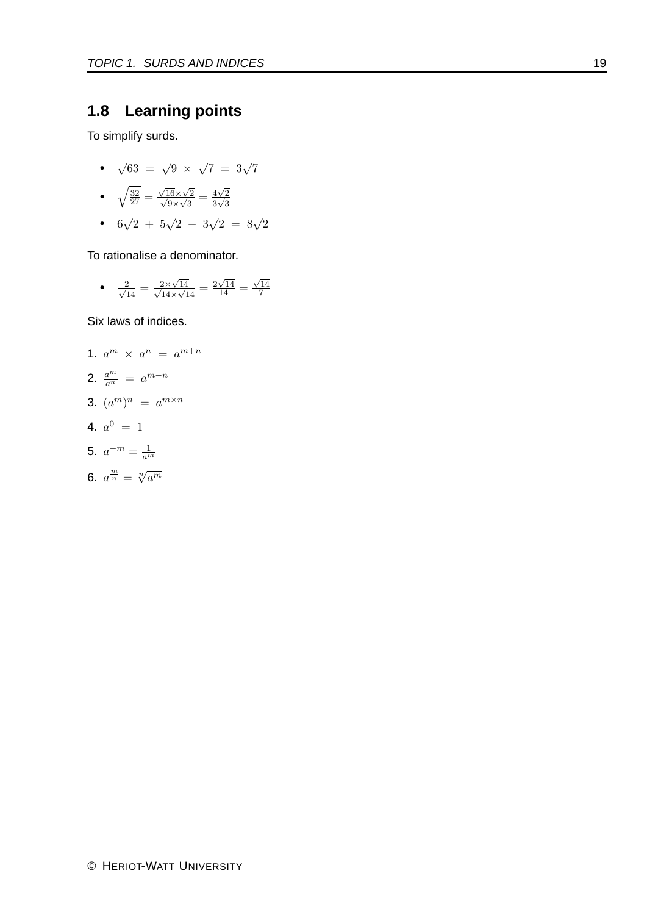## 1.8 Learning points

To simplify surds.

- $\sqrt{63} = \sqrt{9} \times \sqrt{7} = 3\sqrt{7}$
- $\sqrt{\frac{32}{27}} = \frac{\sqrt{16} \times \sqrt{2}}{\sqrt{9} \times \sqrt{3}} = \frac{4\sqrt{2}}{3\sqrt{3}}$
- $6\sqrt{2} + 5\sqrt{2} - 3\sqrt{2} = 8\sqrt{2}$

To rationalise a denominator.

- $\frac{2}{\sqrt{14}} = \frac{2 \times \sqrt{14}}{\sqrt{14} \times \sqrt{14}} = \frac{2\sqrt{14}}{14} = \frac{\sqrt{14}}{7}$

Six laws of indices.

1. $a^m \times a^n = a^{m+n}$
2. $\frac{a^m}{a^n} = a^{m-n}$
3. $(a^m)^n = a^{m \times n}$
4. $a^0 = 1$
5. $a^{-m} = \frac{1}{a^m}$
6. $a^{\frac{m}{n}} = \sqrt[n]{a^m}$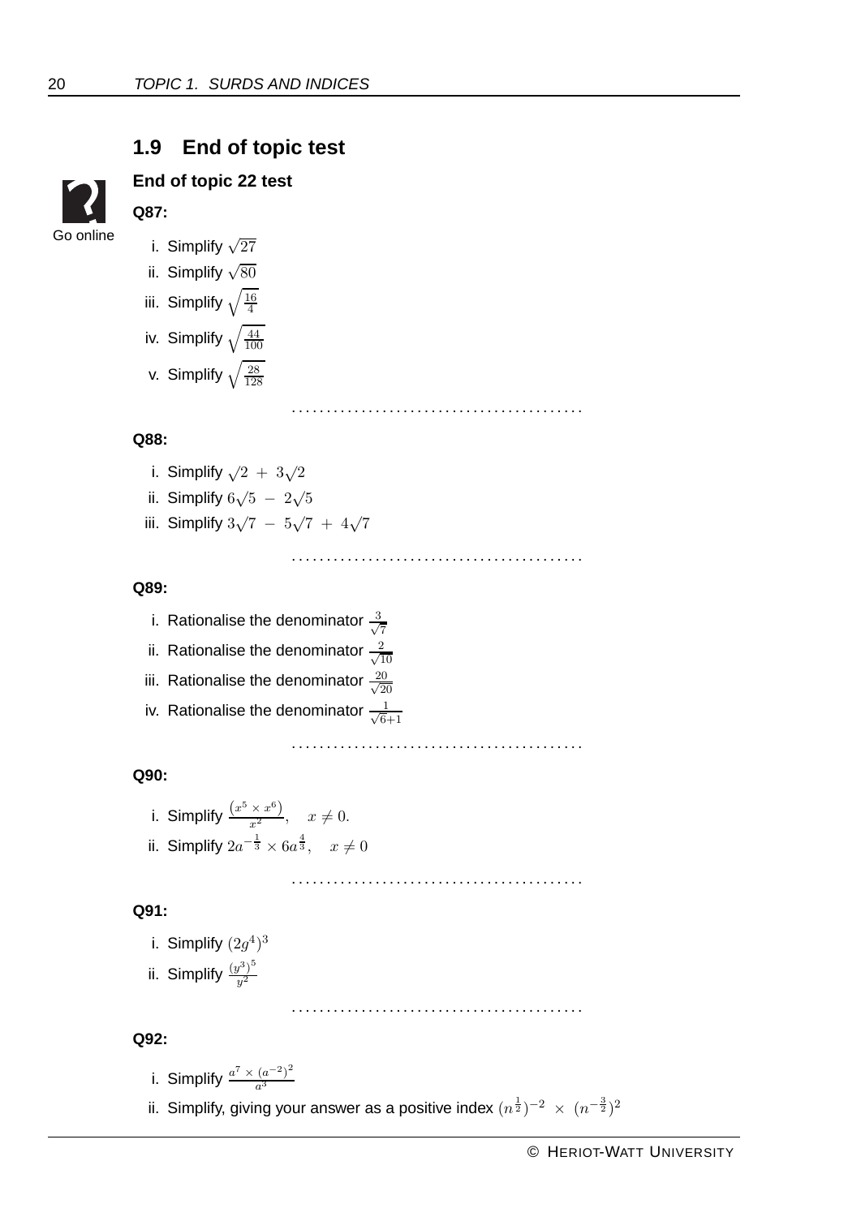## 1.9 End of topic test

### End of topic 22 test

Go online

**Q87:**

i. Simplify $\sqrt{27}$

ii. Simplify $\sqrt{80}$

iii. Simplify $\sqrt{\frac{16}{4}}$

iv. Simplify $\sqrt{\frac{44}{100}}$

v. Simplify $\sqrt{\frac{28}{128}}$

..........................................

**Q88:**

i. Simplify $\sqrt{2} + 3\sqrt{2}$

ii. Simplify $6\sqrt{5} - 2\sqrt{5}$

iii. Simplify $3\sqrt{7} - 5\sqrt{7} + 4\sqrt{7}$

..........................................

**Q89:**

i. Rationalise the denominator $\frac{3}{\sqrt{7}}$

ii. Rationalise the denominator $\frac{2}{\sqrt{10}}$

iii. Rationalise the denominator $\frac{20}{\sqrt{20}}$

iv. Rationalise the denominator $\frac{1}{\sqrt{6}+1}$

..........................................

**Q90:**

i. Simplify $\frac{\left(x^5 \times x^6\right)}{x^2}, \quad x \neq 0.$

ii. Simplify $2a^{-\frac{1}{3}} \times 6a^{\frac{4}{3}}, \quad x \neq 0$

..........................................

**Q91:**

i. Simplify $(2g^4)^3$

ii. Simplify $\frac{(y^3)^5}{y^2}$

..........................................

**Q92:**

i. Simplify $\frac{a^7 \times (a^{-2})^2}{a^3}$

ii. Simplify, giving your answer as a positive index $(n^{\frac{1}{2}})^{-2} \times (n^{-\frac{3}{2}})^2$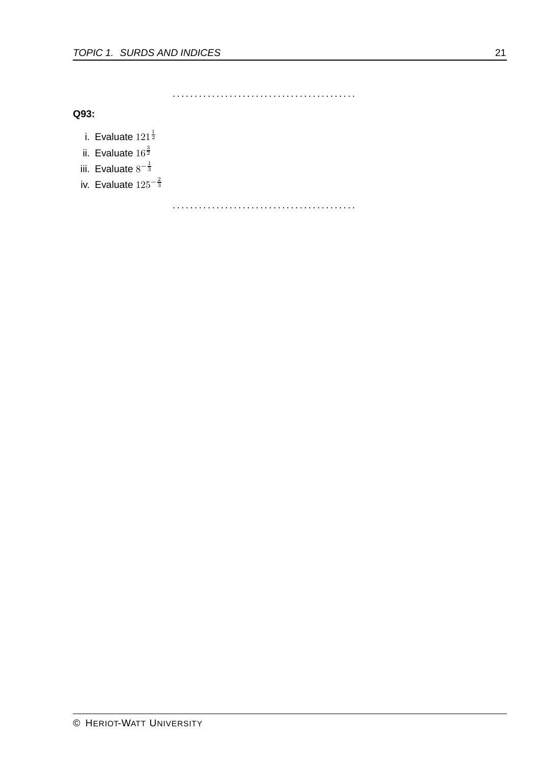. . . . . . . . . . . . . . . . . . . . . . . . . . . . . . . . . . . . . . . . .

**Q93:**

i. Evaluate $121^{\frac{1}{2}}$

ii. Evaluate $16^{\frac{3}{2}}$

iii. Evaluate $8^{-\frac{1}{3}}$

iv. Evaluate $125^{-\frac{2}{3}}$

. . . . . . . . . . . . . . . . . . . . . . . . . . . . . . . . . . . . . . . . .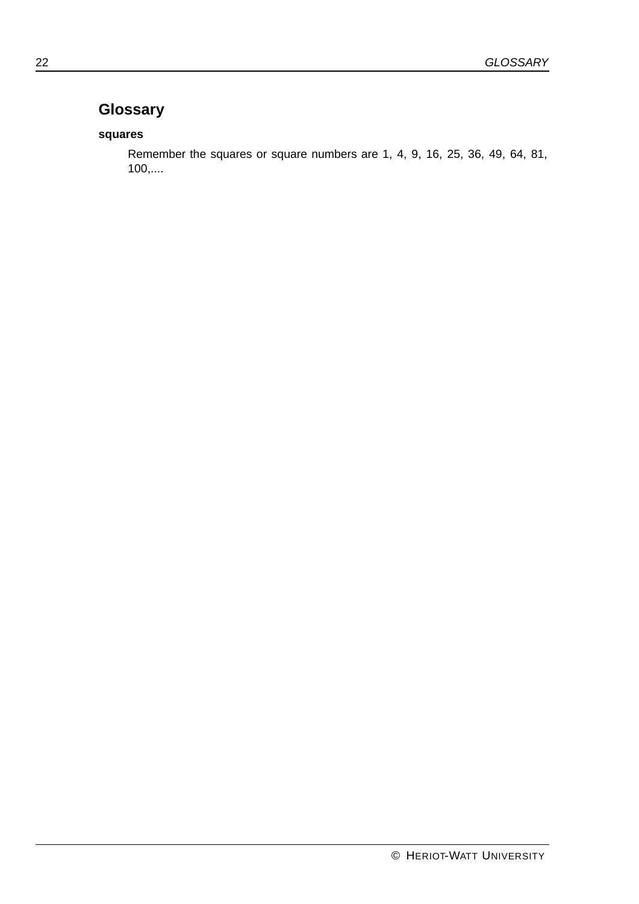# Glossary

**squares**

Remember the squares or square numbers are 1, 4, 9, 16, 25, 36, 49, 64, 81, 100,....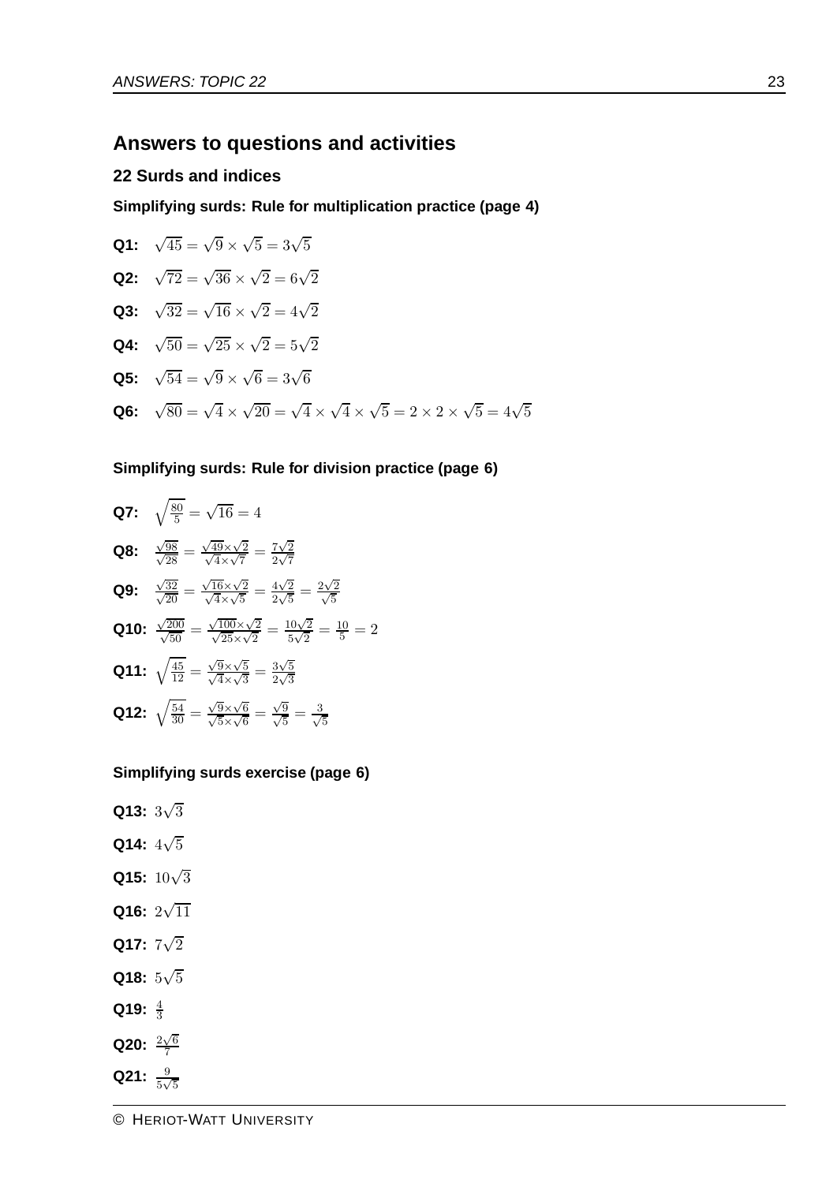## Answers to questions and activities

### 22 Surds and indices

**Simplifying surds: Rule for multiplication practice (page 4)**

**Q1:** $\sqrt{45} = \sqrt{9} \times \sqrt{5} = 3\sqrt{5}$

**Q2:** $\sqrt{72} = \sqrt{36} \times \sqrt{2} = 6\sqrt{2}$

**Q3:** $\sqrt{32} = \sqrt{16} \times \sqrt{2} = 4\sqrt{2}$

**Q4:** $\sqrt{50} = \sqrt{25} \times \sqrt{2} = 5\sqrt{2}$

**Q5:** $\sqrt{54} = \sqrt{9} \times \sqrt{6} = 3\sqrt{6}$

**Q6:** $\sqrt{80} = \sqrt{4} \times \sqrt{20} = \sqrt{4} \times \sqrt{4} \times \sqrt{5} = 2 \times 2 \times \sqrt{5} = 4\sqrt{5}$

**Simplifying surds: Rule for division practice (page 6)**

**Q7:** $\sqrt{\frac{80}{5}} = \sqrt{16} = 4$

**Q8:** $\frac{\sqrt{98}}{\sqrt{28}} = \frac{\sqrt{49}\times\sqrt{2}}{\sqrt{4}\times\sqrt{7}} = \frac{7\sqrt{2}}{2\sqrt{7}}$

**Q9:** $\frac{\sqrt{32}}{\sqrt{20}} = \frac{\sqrt{16}\times\sqrt{2}}{\sqrt{4}\times\sqrt{5}} = \frac{4\sqrt{2}}{2\sqrt{5}} = \frac{2\sqrt{2}}{\sqrt{5}}$

**Q10:** $\frac{\sqrt{200}}{\sqrt{50}} = \frac{\sqrt{100}\times\sqrt{2}}{\sqrt{25}\times\sqrt{2}} = \frac{10\sqrt{2}}{5\sqrt{2}} = \frac{10}{5} = 2$

**Q11:** $\sqrt{\frac{45}{12}} = \frac{\sqrt{9}\times\sqrt{5}}{\sqrt{4}\times\sqrt{3}} = \frac{3\sqrt{5}}{2\sqrt{3}}$

**Q12:** $\sqrt{\frac{54}{30}} = \frac{\sqrt{9}\times\sqrt{6}}{\sqrt{5}\times\sqrt{6}} = \frac{\sqrt{9}}{\sqrt{5}} = \frac{3}{\sqrt{5}}$

**Simplifying surds exercise (page 6)**

**Q13:** $3\sqrt{3}$

**Q14:** $4\sqrt{5}$

**Q15:** $10\sqrt{3}$

**Q16:** $2\sqrt{11}$

**Q17:** $7\sqrt{2}$

**Q18:** $5\sqrt{5}$

**Q19:** $\frac{4}{3}$

**Q20:** $\frac{2\sqrt{6}}{7}$

**Q21:** $\frac{9}{5\sqrt{5}}$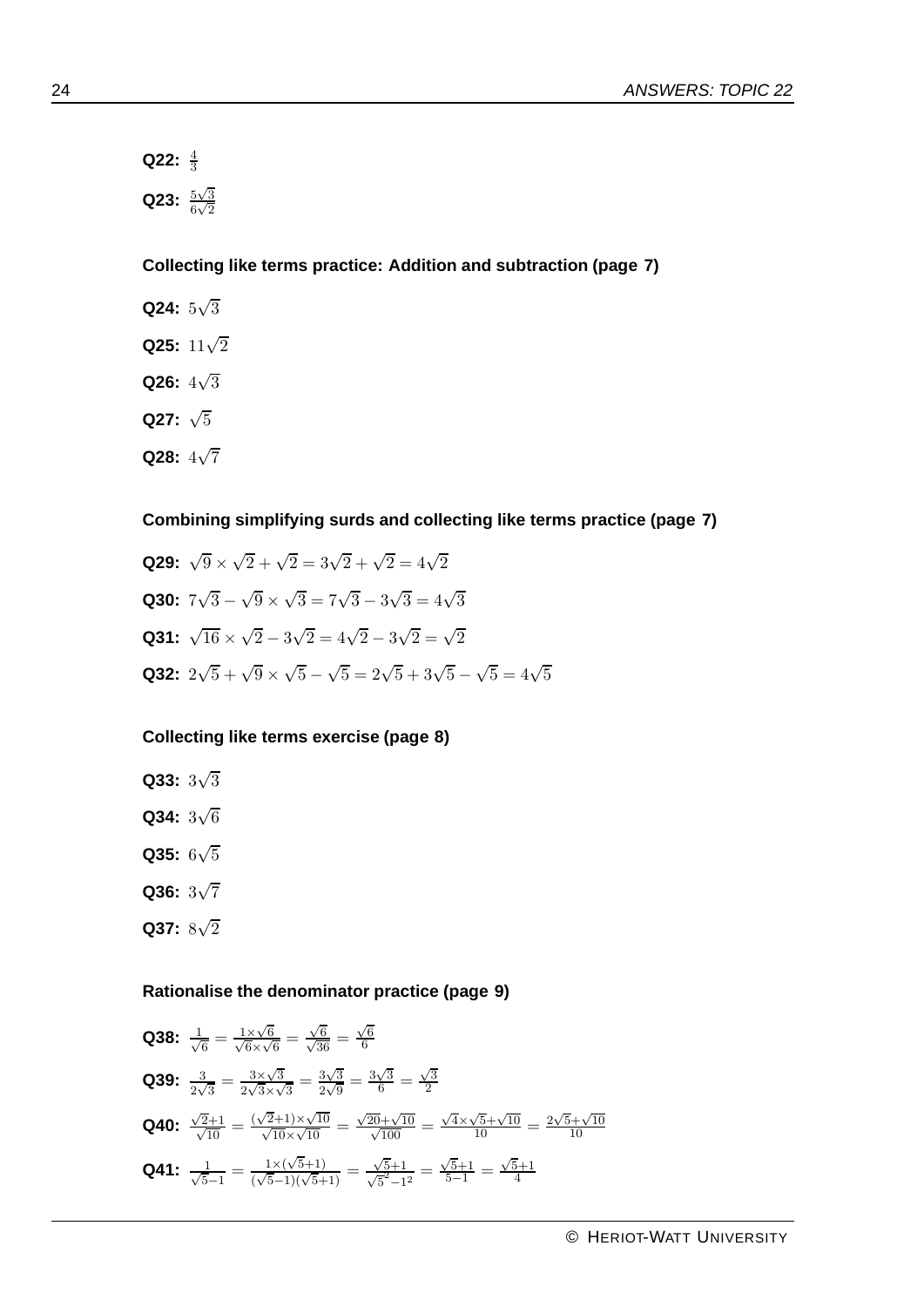**Q22:** $\frac{4}{3}$

**Q23:** $\frac{5\sqrt{3}}{6\sqrt{2}}$

### Collecting like terms practice: Addition and subtraction (page 7)

**Q24:** $5\sqrt{3}$

**Q25:** $11\sqrt{2}$

**Q26:** $4\sqrt{3}$

**Q27:** $\sqrt{5}$

**Q28:** $4\sqrt{7}$

### Combining simplifying surds and collecting like terms practice (page 7)

**Q29:** $\sqrt{9} \times \sqrt{2} + \sqrt{2} = 3\sqrt{2} + \sqrt{2} = 4\sqrt{2}$

**Q30:** $7\sqrt{3} - \sqrt{9} \times \sqrt{3} = 7\sqrt{3} - 3\sqrt{3} = 4\sqrt{3}$

**Q31:** $\sqrt{16} \times \sqrt{2} - 3\sqrt{2} = 4\sqrt{2} - 3\sqrt{2} = \sqrt{2}$

**Q32:** $2\sqrt{5} + \sqrt{9} \times \sqrt{5} - \sqrt{5} = 2\sqrt{5} + 3\sqrt{5} - \sqrt{5} = 4\sqrt{5}$

### Collecting like terms exercise (page 8)

**Q33:** $3\sqrt{3}$

**Q34:** $3\sqrt{6}$

**Q35:** $6\sqrt{5}$

**Q36:** $3\sqrt{7}$

**Q37:** $8\sqrt{2}$

### Rationalise the denominator practice (page 9)

**Q38:** $\frac{1}{\sqrt{6}} = \frac{1 \times \sqrt{6}}{\sqrt{6} \times \sqrt{6}} = \frac{\sqrt{6}}{\sqrt{36}} = \frac{\sqrt{6}}{6}$

**Q39:** $\frac{3}{2\sqrt{3}} = \frac{3 \times \sqrt{3}}{2\sqrt{3} \times \sqrt{3}} = \frac{3\sqrt{3}}{2\sqrt{9}} = \frac{3\sqrt{3}}{6} = \frac{\sqrt{3}}{2}$

**Q40:** $\frac{\sqrt{2}+1}{\sqrt{10}} = \frac{(\sqrt{2}+1) \times \sqrt{10}}{\sqrt{10} \times \sqrt{10}} = \frac{\sqrt{20}+\sqrt{10}}{\sqrt{100}} = \frac{\sqrt{4} \times \sqrt{5}+\sqrt{10}}{10} = \frac{2\sqrt{5}+\sqrt{10}}{10}$

**Q41:** $\frac{1}{\sqrt{5}-1} = \frac{1 \times (\sqrt{5}+1)}{(\sqrt{5}-1)(\sqrt{5}+1)} = \frac{\sqrt{5}+1}{\sqrt{5}^2-1^2} = \frac{\sqrt{5}+1}{5-1} = \frac{\sqrt{5}+1}{4}$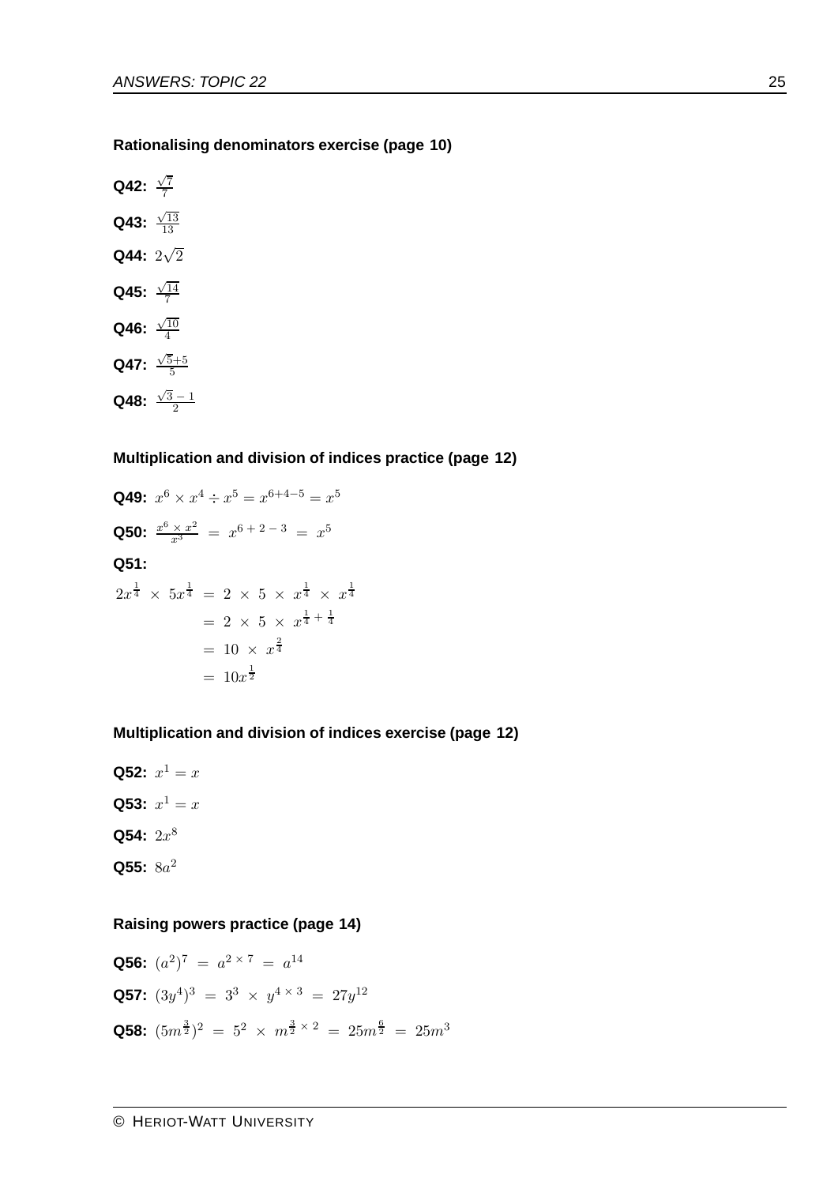**Rationalising denominators exercise (page 10)**

**Q42:** $\frac{\sqrt{7}}{7}$

**Q43:** $\frac{\sqrt{13}}{13}$

**Q44:** $2\sqrt{2}$

**Q45:** $\frac{\sqrt{14}}{7}$

**Q46:** $\frac{\sqrt{10}}{4}$

**Q47:** $\frac{\sqrt{5}+5}{5}$

**Q48:** $\frac{\sqrt{3}-1}{2}$

**Multiplication and division of indices practice (page 12)**

**Q49:** $x^6 \times x^4 \div x^5 = x^{6+4-5} = x^5$

**Q50:** $\frac{x^6 \times x^2}{x^3} = x^{6+2-3} = x^5$

**Q51:**

$$
\begin{aligned}
2x^{\frac{1}{4}} \times 5x^{\frac{1}{4}} &= 2 \times 5 \times x^{\frac{1}{4}} \times x^{\frac{1}{4}} \\
&= 2 \times 5 \times x^{\frac{1}{4}+\frac{1}{4}} \\
&= 10 \times x^{\frac{2}{4}} \\
&= 10x^{\frac{1}{2}}
\end{aligned}
$$

**Multiplication and division of indices exercise (page 12)**

**Q52:** $x^1 = x$

**Q53:** $x^1 = x$

**Q54:** $2x^8$

**Q55:** $8a^2$

**Raising powers practice (page 14)**

**Q56:** $(a^2)^7 = a^{2 \times 7} = a^{14}$

**Q57:** $(3y^4)^3 = 3^3 \times y^{4 \times 3} = 27y^{12}$

**Q58:** $(5m^{\frac{3}{2}})^2 = 5^2 \times m^{\frac{3}{2} \times 2} = 25m^{\frac{6}{2}} = 25m^3$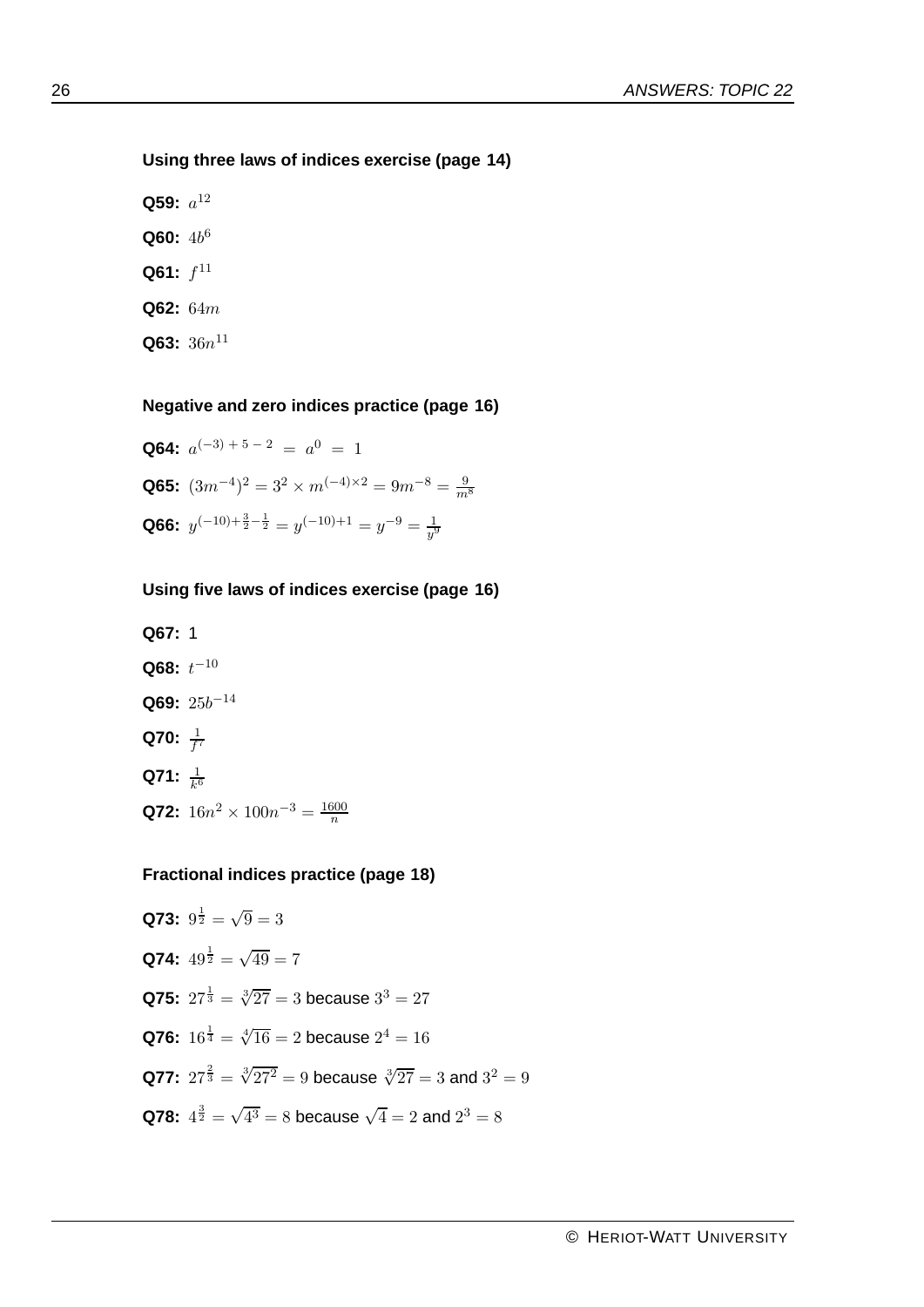### Using three laws of indices exercise (page 14)

**Q59:** $a^{12}$

**Q60:** $4b^6$

**Q61:** $f^{11}$

**Q62:** $64m$

**Q63:** $36n^{11}$

### Negative and zero indices practice (page 16)

**Q64:** $a^{(-3)\,+\,5\,-\,2} \;=\; a^0 \;=\; 1$

**Q65:** $(3m^{-4})^2 = 3^2 \times m^{(-4)\times 2} = 9m^{-8} = \frac{9}{m^8}$

**Q66:** $y^{(-10)+\frac{3}{2}-\frac{1}{2}} = y^{(-10)+1} = y^{-9} = \frac{1}{y^9}$

### Using five laws of indices exercise (page 16)

**Q67:** 1

**Q68:** $t^{-10}$

**Q69:** $25b^{-14}$

**Q70:** $\frac{1}{f^7}$

**Q71:** $\frac{1}{k^6}$

**Q72:** $16n^2 \times 100n^{-3} = \frac{1600}{n}$

### Fractional indices practice (page 18)

**Q73:** $9^{\frac{1}{2}} = \sqrt{9} = 3$

**Q74:** $49^{\frac{1}{2}} = \sqrt{49} = 7$

**Q75:** $27^{\frac{1}{3}} = \sqrt[3]{27} = 3$ because $3^3 = 27$

**Q76:** $16^{\frac{1}{4}} = \sqrt[4]{16} = 2$ because $2^4 = 16$

**Q77:** $27^{\frac{2}{3}} = \sqrt[3]{27^2} = 9$ because $\sqrt[3]{27} = 3$ and $3^2 = 9$

**Q78:** $4^{\frac{3}{2}} = \sqrt{4^3} = 8$ because $\sqrt{4} = 2$ and $2^3 = 8$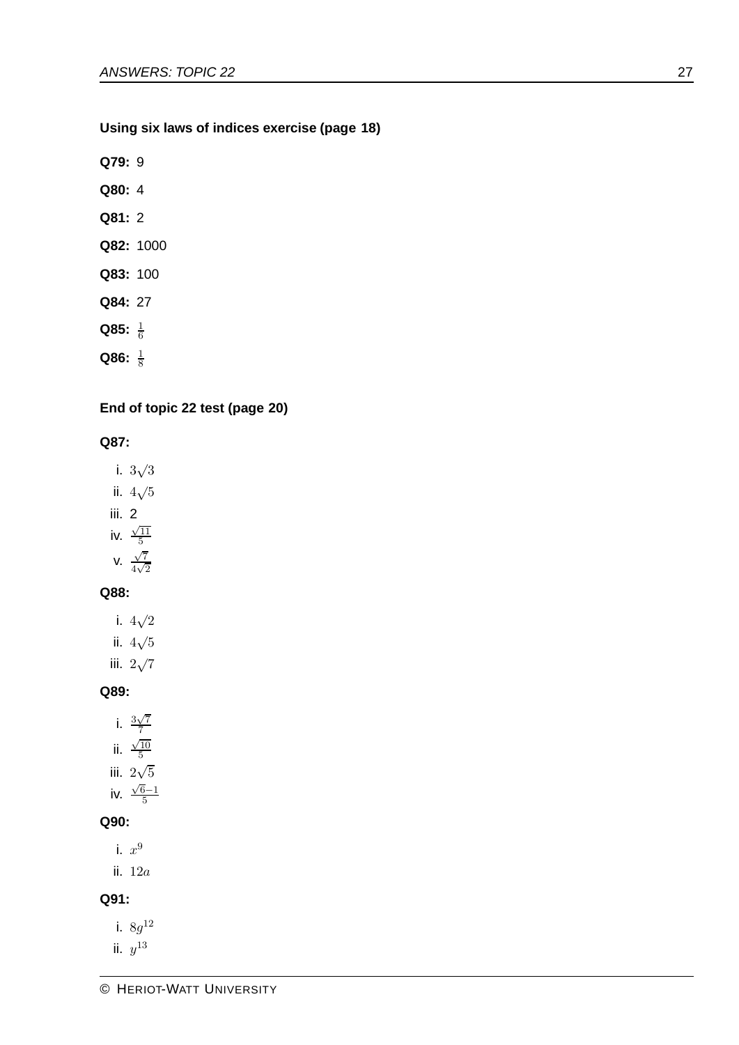**Using six laws of indices exercise (page 18)**

**Q79:** 9

**Q80:** 4

**Q81:** 2

**Q82:** 1000

**Q83:** 100

**Q84:** 27

**Q85:** $\frac{1}{6}$

**Q86:** $\frac{1}{8}$

**End of topic 22 test (page 20)**

**Q87:**

i. $3\sqrt{3}$
ii. $4\sqrt{5}$
iii. 2
iv. $\frac{\sqrt{11}}{5}$
v. $\frac{\sqrt{7}}{4\sqrt{2}}$

**Q88:**

i. $4\sqrt{2}$
ii. $4\sqrt{5}$
iii. $2\sqrt{7}$

**Q89:**

i. $\frac{3\sqrt{7}}{7}$
ii. $\frac{\sqrt{10}}{5}$
iii. $2\sqrt{5}$
iv. $\frac{\sqrt{6}-1}{5}$

**Q90:**

i. $x^9$
ii. $12a$

**Q91:**

i. $8g^{12}$
ii. $y^{13}$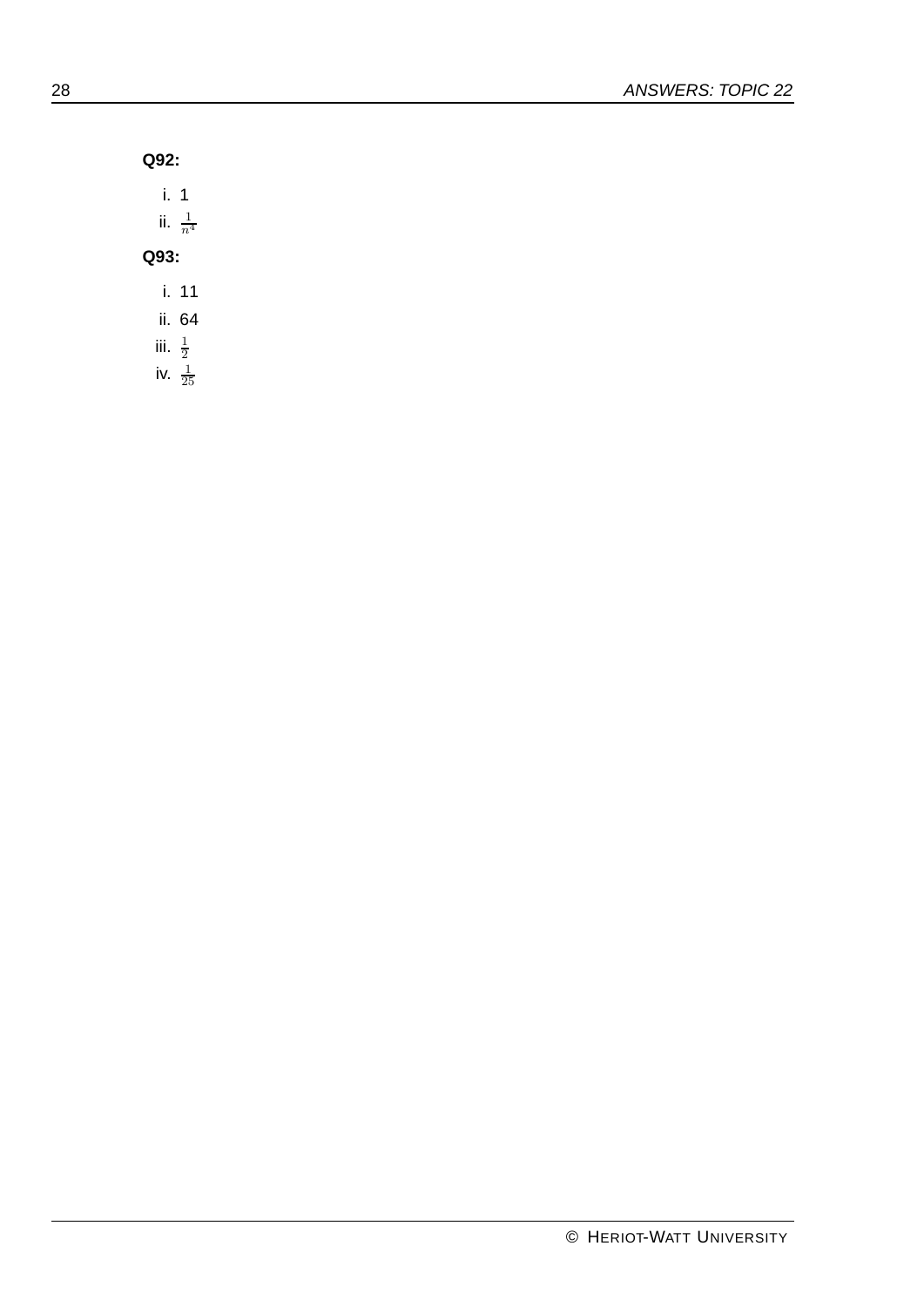**Q92:**

i. 1

ii. $\frac{1}{n^4}$

**Q93:**

i. 11

ii. 64

iii. $\frac{1}{2}$

iv. $\frac{1}{25}$